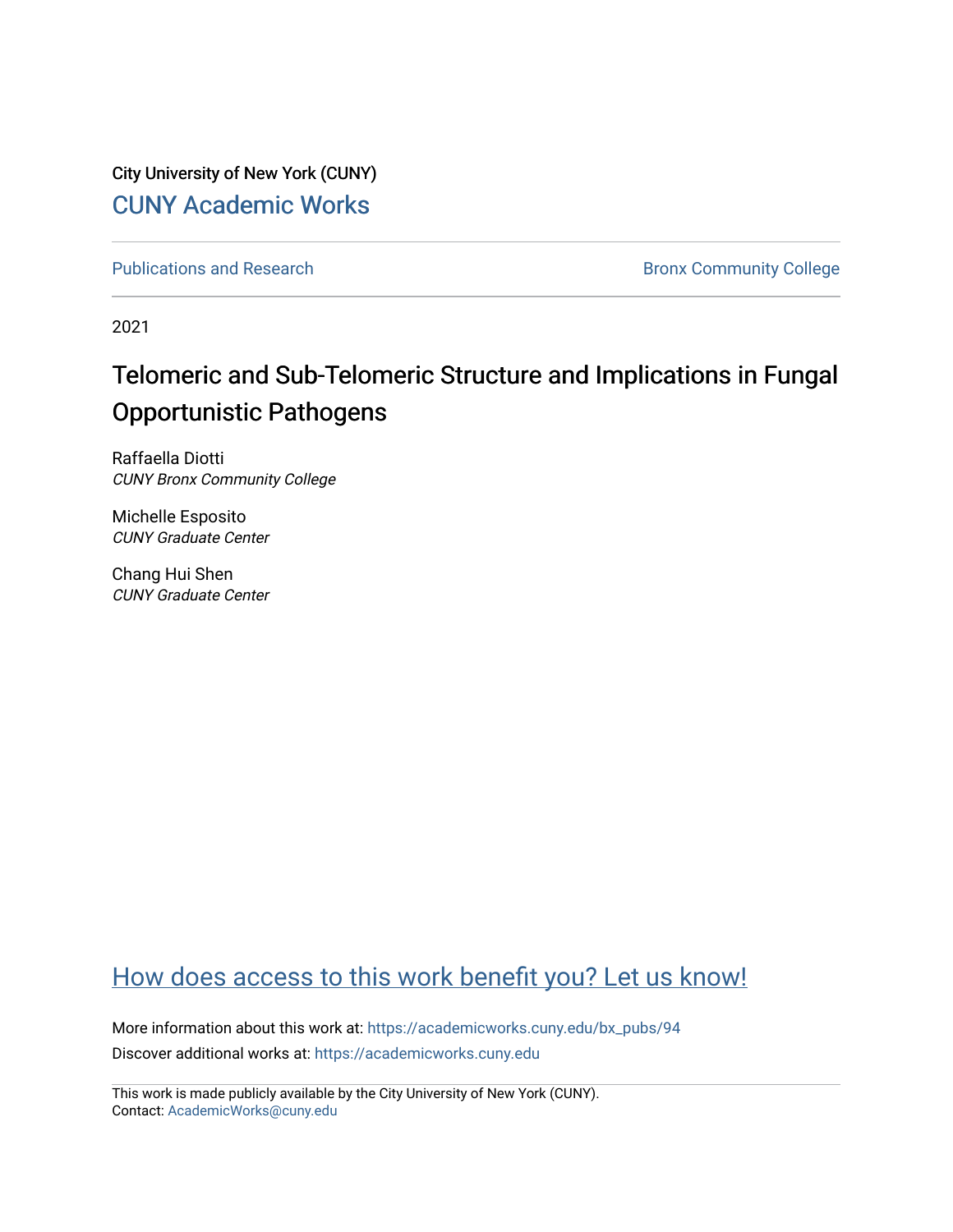City University of New York (CUNY)

CUNY Academic Works

Publications and Research

Bronx Community College

2021

# Telomeric and Sub-Telomeric Structure and Implications in Fungal Opportunistic Pathogens

Raffaella Diotti
*CUNY Bronx Community College*

Michelle Esposito
*CUNY Graduate Center*

Chang Hui Shen
*CUNY Graduate Center*

How does access to this work benefit you? Let us know!

More information about this work at: https://academicworks.cuny.edu/bx_pubs/94

Discover additional works at: https://academicworks.cuny.edu

This work is made publicly available by the City University of New York (CUNY).
Contact: AcademicWorks@cuny.edu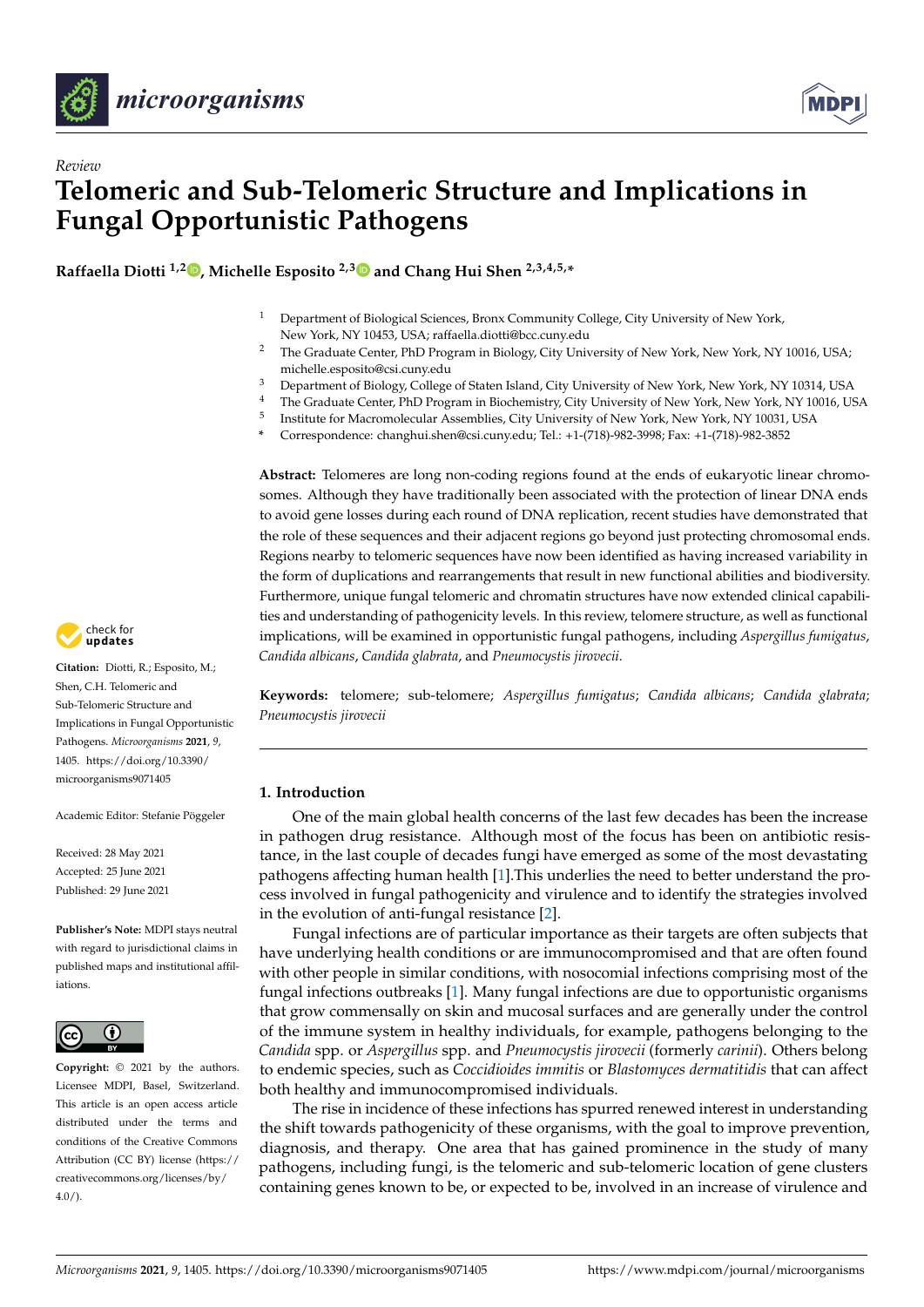Review

# Telomeric and Sub-Telomeric Structure and Implications in Fungal Opportunistic Pathogens

**Raffaella Diotti [1,2], Michelle Esposito [2,3] and Chang Hui Shen [2,3,4,5,*]**

[1] Department of Biological Sciences, Bronx Community College, City University of New York, New York, NY 10453, USA; raffaella.diotti@bcc.cuny.edu
[2] The Graduate Center, PhD Program in Biology, City University of New York, New York, NY 10016, USA; michelle.esposito@csi.cuny.edu
[3] Department of Biology, College of Staten Island, City University of New York, New York, NY 10314, USA
[4] The Graduate Center, PhD Program in Biochemistry, City University of New York, New York, NY 10016, USA
[5] Institute for Macromolecular Assemblies, City University of New York, New York, NY 10031, USA
* Correspondence: changhui.shen@csi.cuny.edu; Tel.: +1-(718)-982-3998; Fax: +1-(718)-982-3852

**Citation:** Diotti, R.; Esposito, M.; Shen, C.H. Telomeric and Sub-Telomeric Structure and Implications in Fungal Opportunistic Pathogens. *Microorganisms* **2021**, *9*, 1405. https://doi.org/10.3390/microorganisms9071405

Academic Editor: Stefanie Pöggeler

Received: 28 May 2021
Accepted: 25 June 2021
Published: 29 June 2021

**Publisher's Note:** MDPI stays neutral with regard to jurisdictional claims in published maps and institutional affiliations.

**Copyright:** © 2021 by the authors. Licensee MDPI, Basel, Switzerland. This article is an open access article distributed under the terms and conditions of the Creative Commons Attribution (CC BY) license (https://creativecommons.org/licenses/by/4.0/).

**Abstract:** Telomeres are long non-coding regions found at the ends of eukaryotic linear chromosomes. Although they have traditionally been associated with the protection of linear DNA ends to avoid gene losses during each round of DNA replication, recent studies have demonstrated that the role of these sequences and their adjacent regions go beyond just protecting chromosomal ends. Regions nearby to telomeric sequences have now been identified as having increased variability in the form of duplications and rearrangements that result in new functional abilities and biodiversity. Furthermore, unique fungal telomeric and chromatin structures have now extended clinical capabilities and understanding of pathogenicity levels. In this review, telomere structure, as well as functional implications, will be examined in opportunistic fungal pathogens, including *Aspergillus fumigatus*, *Candida albicans*, *Candida glabrata*, and *Pneumocystis jirovecii*.

**Keywords:** telomere; sub-telomere; *Aspergillus fumigatus*; *Candida albicans*; *Candida glabrata*; *Pneumocystis jirovecii*

## 1. Introduction

One of the main global health concerns of the last few decades has been the increase in pathogen drug resistance. Although most of the focus has been on antibiotic resistance, in the last couple of decades fungi have emerged as some of the most devastating pathogens affecting human health [1].This underlies the need to better understand the process involved in fungal pathogenicity and virulence and to identify the strategies involved in the evolution of anti-fungal resistance [2].

Fungal infections are of particular importance as their targets are often subjects that have underlying health conditions or are immunocompromised and that are often found with other people in similar conditions, with nosocomial infections comprising most of the fungal infections outbreaks [1]. Many fungal infections are due to opportunistic organisms that grow commensally on skin and mucosal surfaces and are generally under the control of the immune system in healthy individuals, for example, pathogens belonging to the *Candida* spp. or *Aspergillus* spp. and *Pneumocystis jirovecii* (formerly *carinii*). Others belong to endemic species, such as *Coccidioides immitis* or *Blastomyces dermatitidis* that can affect both healthy and immunocompromised individuals.

The rise in incidence of these infections has spurred renewed interest in understanding the shift towards pathogenicity of these organisms, with the goal to improve prevention, diagnosis, and therapy. One area that has gained prominence in the study of many pathogens, including fungi, is the telomeric and sub-telomeric location of gene clusters containing genes known to be, or expected to be, involved in an increase of virulence and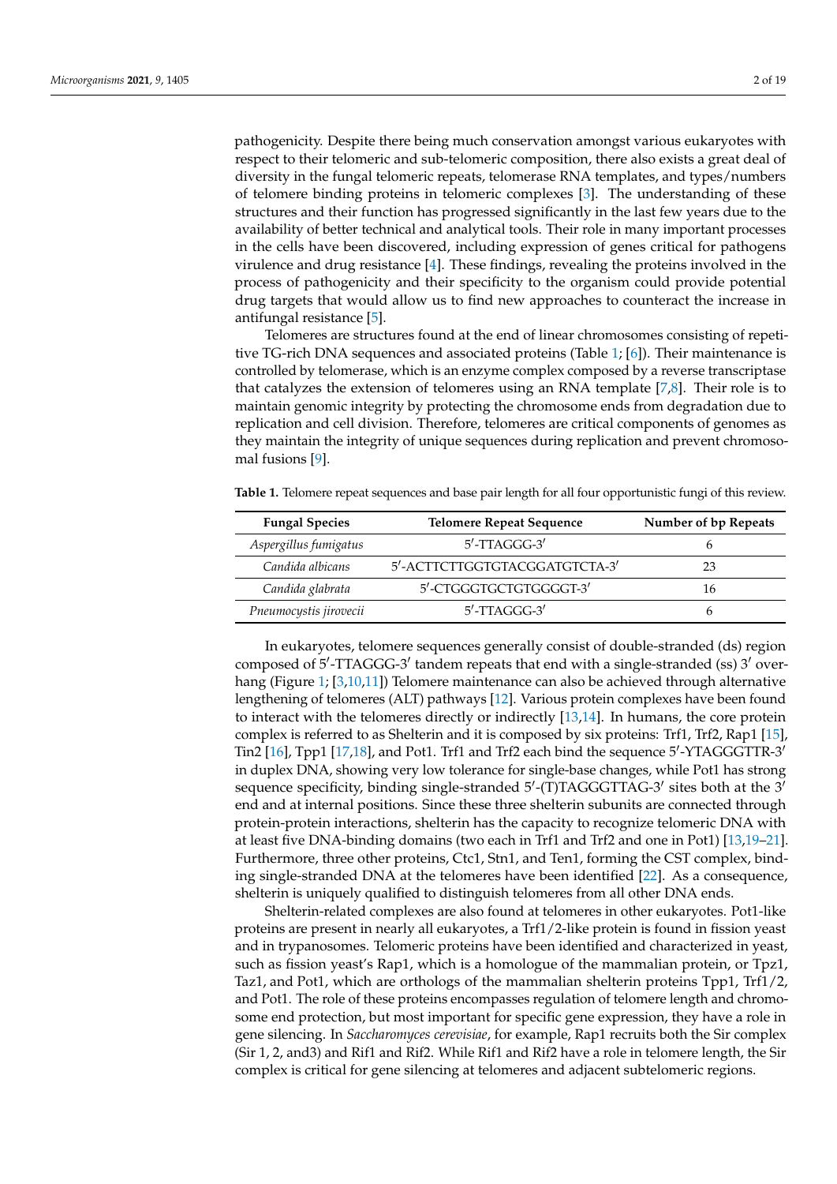pathogenicity. Despite there being much conservation amongst various eukaryotes with respect to their telomeric and sub-telomeric composition, there also exists a great deal of diversity in the fungal telomeric repeats, telomerase RNA templates, and types/numbers of telomere binding proteins in telomeric complexes [3]. The understanding of these structures and their function has progressed significantly in the last few years due to the availability of better technical and analytical tools. Their role in many important processes in the cells have been discovered, including expression of genes critical for pathogens virulence and drug resistance [4]. These findings, revealing the proteins involved in the process of pathogenicity and their specificity to the organism could provide potential drug targets that would allow us to find new approaches to counteract the increase in antifungal resistance [5].

Telomeres are structures found at the end of linear chromosomes consisting of repetitive TG-rich DNA sequences and associated proteins (Table 1; [6]). Their maintenance is controlled by telomerase, which is an enzyme complex composed by a reverse transcriptase that catalyzes the extension of telomeres using an RNA template [7,8]. Their role is to maintain genomic integrity by protecting the chromosome ends from degradation due to replication and cell division. Therefore, telomeres are critical components of genomes as they maintain the integrity of unique sequences during replication and prevent chromosomal fusions [9].

**Table 1.** Telomere repeat sequences and base pair length for all four opportunistic fungi of this review.

| Fungal Species | Telomere Repeat Sequence | Number of bp Repeats |
|---|---|---|
| *Aspergillus fumigatus* | 5′-TTAGGG-3′ | 6 |
| *Candida albicans* | 5′-ACTTCTTGGTGTACGGATGTCTA-3′ | 23 |
| *Candida glabrata* | 5′-CTGGGTGCTGTGGGGT-3′ | 16 |
| *Pneumocystis jirovecii* | 5′-TTAGGG-3′ | 6 |

In eukaryotes, telomere sequences generally consist of double-stranded (ds) region composed of 5′-TTAGGG-3′ tandem repeats that end with a single-stranded (ss) 3′ overhang (Figure 1; [3,10,11]) Telomere maintenance can also be achieved through alternative lengthening of telomeres (ALT) pathways [12]. Various protein complexes have been found to interact with the telomeres directly or indirectly [13,14]. In humans, the core protein complex is referred to as Shelterin and it is composed by six proteins: Trf1, Trf2, Rap1 [15], Tin2 [16], Tpp1 [17,18], and Pot1. Trf1 and Trf2 each bind the sequence 5′-YTAGGGTTR-3′ in duplex DNA, showing very low tolerance for single-base changes, while Pot1 has strong sequence specificity, binding single-stranded 5′-(T)TAGGGTTAG-3′ sites both at the 3′ end and at internal positions. Since these three shelterin subunits are connected through protein-protein interactions, shelterin has the capacity to recognize telomeric DNA with at least five DNA-binding domains (two each in Trf1 and Trf2 and one in Pot1) [13,19–21]. Furthermore, three other proteins, Ctc1, Stn1, and Ten1, forming the CST complex, binding single-stranded DNA at the telomeres have been identified [22]. As a consequence, shelterin is uniquely qualified to distinguish telomeres from all other DNA ends.

Shelterin-related complexes are also found at telomeres in other eukaryotes. Pot1-like proteins are present in nearly all eukaryotes, a Trf1/2-like protein is found in fission yeast and in trypanosomes. Telomeric proteins have been identified and characterized in yeast, such as fission yeast's Rap1, which is a homologue of the mammalian protein, or Tpz1, Taz1, and Pot1, which are orthologs of the mammalian shelterin proteins Tpp1, Trf1/2, and Pot1. The role of these proteins encompasses regulation of telomere length and chromosome end protection, but most important for specific gene expression, they have a role in gene silencing. In *Saccharomyces cerevisiae*, for example, Rap1 recruits both the Sir complex (Sir 1, 2, and3) and Rif1 and Rif2. While Rif1 and Rif2 have a role in telomere length, the Sir complex is critical for gene silencing at telomeres and adjacent subtelomeric regions.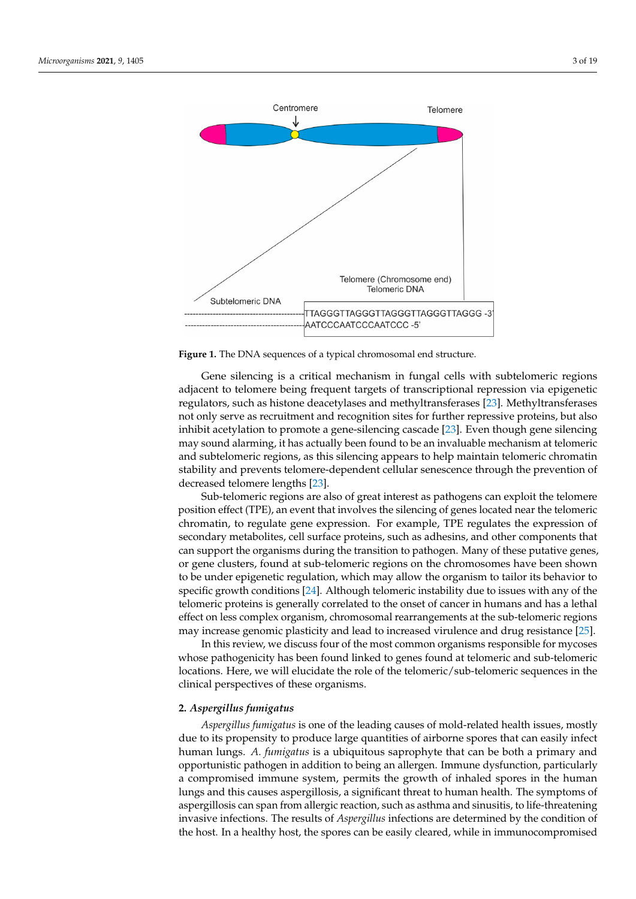**Figure 1.** The DNA sequences of a typical chromosomal end structure.

Gene silencing is a critical mechanism in fungal cells with subtelomeric regions adjacent to telomere being frequent targets of transcriptional repression via epigenetic regulators, such as histone deacetylases and methyltransferases [23]. Methyltransferases not only serve as recruitment and recognition sites for further repressive proteins, but also inhibit acetylation to promote a gene-silencing cascade [23]. Even though gene silencing may sound alarming, it has actually been found to be an invaluable mechanism at telomeric and subtelomeric regions, as this silencing appears to help maintain telomeric chromatin stability and prevents telomere-dependent cellular senescence through the prevention of decreased telomere lengths [23].

Sub-telomeric regions are also of great interest as pathogens can exploit the telomere position effect (TPE), an event that involves the silencing of genes located near the telomeric chromatin, to regulate gene expression. For example, TPE regulates the expression of secondary metabolites, cell surface proteins, such as adhesins, and other components that can support the organisms during the transition to pathogen. Many of these putative genes, or gene clusters, found at sub-telomeric regions on the chromosomes have been shown to be under epigenetic regulation, which may allow the organism to tailor its behavior to specific growth conditions [24]. Although telomeric instability due to issues with any of the telomeric proteins is generally correlated to the onset of cancer in humans and has a lethal effect on less complex organism, chromosomal rearrangements at the sub-telomeric regions may increase genomic plasticity and lead to increased virulence and drug resistance [25].

In this review, we discuss four of the most common organisms responsible for mycoses whose pathogenicity has been found linked to genes found at telomeric and sub-telomeric locations. Here, we will elucidate the role of the telomeric/sub-telomeric sequences in the clinical perspectives of these organisms.

## 2. *Aspergillus fumigatus*

*Aspergillus fumigatus* is one of the leading causes of mold-related health issues, mostly due to its propensity to produce large quantities of airborne spores that can easily infect human lungs. *A. fumigatus* is a ubiquitous saprophyte that can be both a primary and opportunistic pathogen in addition to being an allergen. Immune dysfunction, particularly a compromised immune system, permits the growth of inhaled spores in the human lungs and this causes aspergillosis, a significant threat to human health. The symptoms of aspergillosis can span from allergic reaction, such as asthma and sinusitis, to life-threatening invasive infections. The results of *Aspergillus* infections are determined by the condition of the host. In a healthy host, the spores can be easily cleared, while in immunocompromised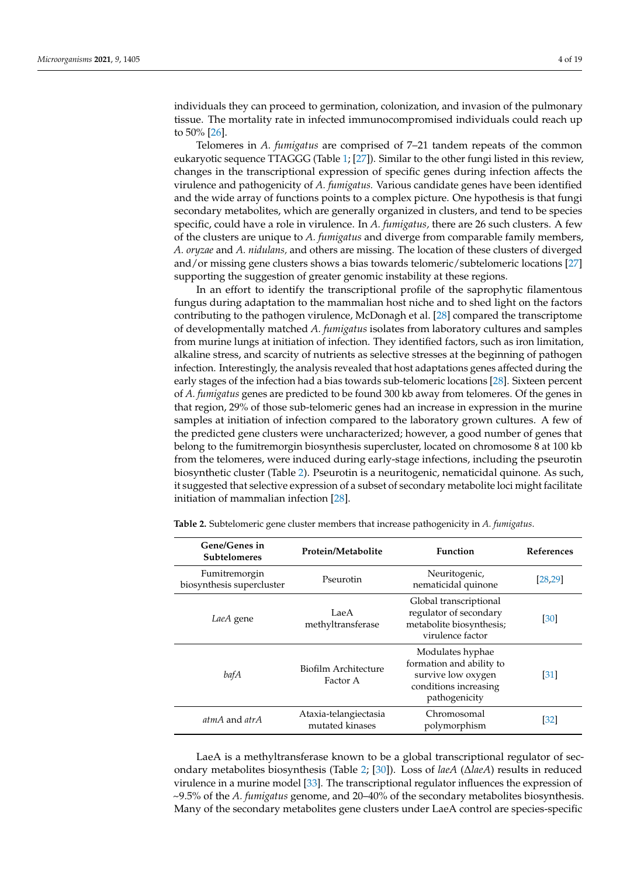individuals they can proceed to germination, colonization, and invasion of the pulmonary tissue. The mortality rate in infected immunocompromised individuals could reach up to 50% [26].

Telomeres in *A. fumigatus* are comprised of 7–21 tandem repeats of the common eukaryotic sequence TTAGGG (Table 1; [27]). Similar to the other fungi listed in this review, changes in the transcriptional expression of specific genes during infection affects the virulence and pathogenicity of *A. fumigatus.* Various candidate genes have been identified and the wide array of functions points to a complex picture. One hypothesis is that fungi secondary metabolites, which are generally organized in clusters, and tend to be species specific, could have a role in virulence. In *A. fumigatus,* there are 26 such clusters. A few of the clusters are unique to *A. fumigatus* and diverge from comparable family members, *A. oryzae* and *A. nidulans,* and others are missing. The location of these clusters of diverged and/or missing gene clusters shows a bias towards telomeric/subtelomeric locations [27] supporting the suggestion of greater genomic instability at these regions.

In an effort to identify the transcriptional profile of the saprophytic filamentous fungus during adaptation to the mammalian host niche and to shed light on the factors contributing to the pathogen virulence, McDonagh et al. [28] compared the transcriptome of developmentally matched *A. fumigatus* isolates from laboratory cultures and samples from murine lungs at initiation of infection. They identified factors, such as iron limitation, alkaline stress, and scarcity of nutrients as selective stresses at the beginning of pathogen infection. Interestingly, the analysis revealed that host adaptations genes affected during the early stages of the infection had a bias towards sub-telomeric locations [28]. Sixteen percent of *A. fumigatus* genes are predicted to be found 300 kb away from telomeres. Of the genes in that region, 29% of those sub-telomeric genes had an increase in expression in the murine samples at initiation of infection compared to the laboratory grown cultures. A few of the predicted gene clusters were uncharacterized; however, a good number of genes that belong to the fumitremorgin biosynthesis supercluster, located on chromosome 8 at 100 kb from the telomeres, were induced during early-stage infections, including the pseurotin biosynthetic cluster (Table 2). Pseurotin is a neuritogenic, nematicidal quinone. As such, it suggested that selective expression of a subset of secondary metabolite loci might facilitate initiation of mammalian infection [28].

**Table 2.** Subtelomeric gene cluster members that increase pathogenicity in *A. fumigatus*.

| Gene/Genes in Subtelomeres | Protein/Metabolite | Function | References |
| --- | --- | --- | --- |
| Fumitremorgin biosynthesis supercluster | Pseurotin | Neuritogenic, nematicidal quinone | [28,29] |
| *LaeA* gene | LaeA methyltransferase | Global transcriptional regulator of secondary metabolite biosynthesis; virulence factor | [30] |
| *bafA* | Biofilm Architecture Factor A | Modulates hyphae formation and ability to survive low oxygen conditions increasing pathogenicity | [31] |
| *atmA* and *atrA* | Ataxia-telangiectasia mutated kinases | Chromosomal polymorphism | [32] |

LaeA is a methyltransferase known to be a global transcriptional regulator of secondary metabolites biosynthesis (Table 2; [30]). Loss of *laeA* (Δ*laeA*) results in reduced virulence in a murine model [33]. The transcriptional regulator influences the expression of ~9.5% of the *A. fumigatus* genome, and 20–40% of the secondary metabolites biosynthesis. Many of the secondary metabolites gene clusters under LaeA control are species-specific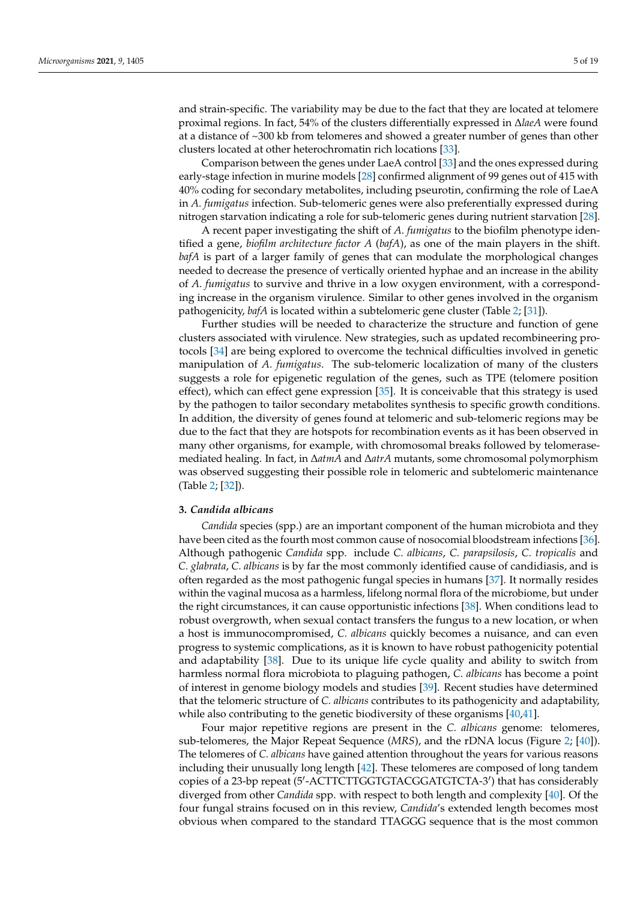and strain-specific. The variability may be due to the fact that they are located at telomere proximal regions. In fact, 54% of the clusters differentially expressed in Δ*laeA* were found at a distance of ~300 kb from telomeres and showed a greater number of genes than other clusters located at other heterochromatin rich locations [33].

Comparison between the genes under LaeA control [33] and the ones expressed during early-stage infection in murine models [28] confirmed alignment of 99 genes out of 415 with 40% coding for secondary metabolites, including pseurotin, confirming the role of LaeA in *A. fumigatus* infection. Sub-telomeric genes were also preferentially expressed during nitrogen starvation indicating a role for sub-telomeric genes during nutrient starvation [28].

A recent paper investigating the shift of *A. fumigatus* to the biofilm phenotype identified a gene, *biofilm architecture factor A* (*bafA*), as one of the main players in the shift. *bafA* is part of a larger family of genes that can modulate the morphological changes needed to decrease the presence of vertically oriented hyphae and an increase in the ability of *A. fumigatus* to survive and thrive in a low oxygen environment, with a corresponding increase in the organism virulence. Similar to other genes involved in the organism pathogenicity, *bafA* is located within a subtelomeric gene cluster (Table 2; [31]).

Further studies will be needed to characterize the structure and function of gene clusters associated with virulence. New strategies, such as updated recombineering protocols [34] are being explored to overcome the technical difficulties involved in genetic manipulation of *A. fumigatus*. The sub-telomeric localization of many of the clusters suggests a role for epigenetic regulation of the genes, such as TPE (telomere position effect), which can effect gene expression [35]. It is conceivable that this strategy is used by the pathogen to tailor secondary metabolites synthesis to specific growth conditions. In addition, the diversity of genes found at telomeric and sub-telomeric regions may be due to the fact that they are hotspots for recombination events as it has been observed in many other organisms, for example, with chromosomal breaks followed by telomerase-mediated healing. In fact, in Δ*atmA* and Δ*atrA* mutants, some chromosomal polymorphism was observed suggesting their possible role in telomeric and subtelomeric maintenance (Table 2; [32]).

## 3. *Candida albicans*

*Candida* species (spp.) are an important component of the human microbiota and they have been cited as the fourth most common cause of nosocomial bloodstream infections [36]. Although pathogenic *Candida* spp. include *C. albicans*, *C. parapsilosis*, *C. tropicalis* and *C. glabrata*, *C. albicans* is by far the most commonly identified cause of candidiasis, and is often regarded as the most pathogenic fungal species in humans [37]. It normally resides within the vaginal mucosa as a harmless, lifelong normal flora of the microbiome, but under the right circumstances, it can cause opportunistic infections [38]. When conditions lead to robust overgrowth, when sexual contact transfers the fungus to a new location, or when a host is immunocompromised, *C. albicans* quickly becomes a nuisance, and can even progress to systemic complications, as it is known to have robust pathogenicity potential and adaptability [38]. Due to its unique life cycle quality and ability to switch from harmless normal flora microbiota to plaguing pathogen, *C. albicans* has become a point of interest in genome biology models and studies [39]. Recent studies have determined that the telomeric structure of *C. albicans* contributes to its pathogenicity and adaptability, while also contributing to the genetic biodiversity of these organisms [40,41].

Four major repetitive regions are present in the *C. albicans* genome: telomeres, sub-telomeres, the Major Repeat Sequence (*MRS*), and the rDNA locus (Figure 2; [40]). The telomeres of *C. albicans* have gained attention throughout the years for various reasons including their unusually long length [42]. These telomeres are composed of long tandem copies of a 23-bp repeat (5′-ACTTCTTGGTGTACGGATGTCTA-3′) that has considerably diverged from other *Candida* spp. with respect to both length and complexity [40]. Of the four fungal strains focused on in this review, *Candida*'s extended length becomes most obvious when compared to the standard TTAGGG sequence that is the most common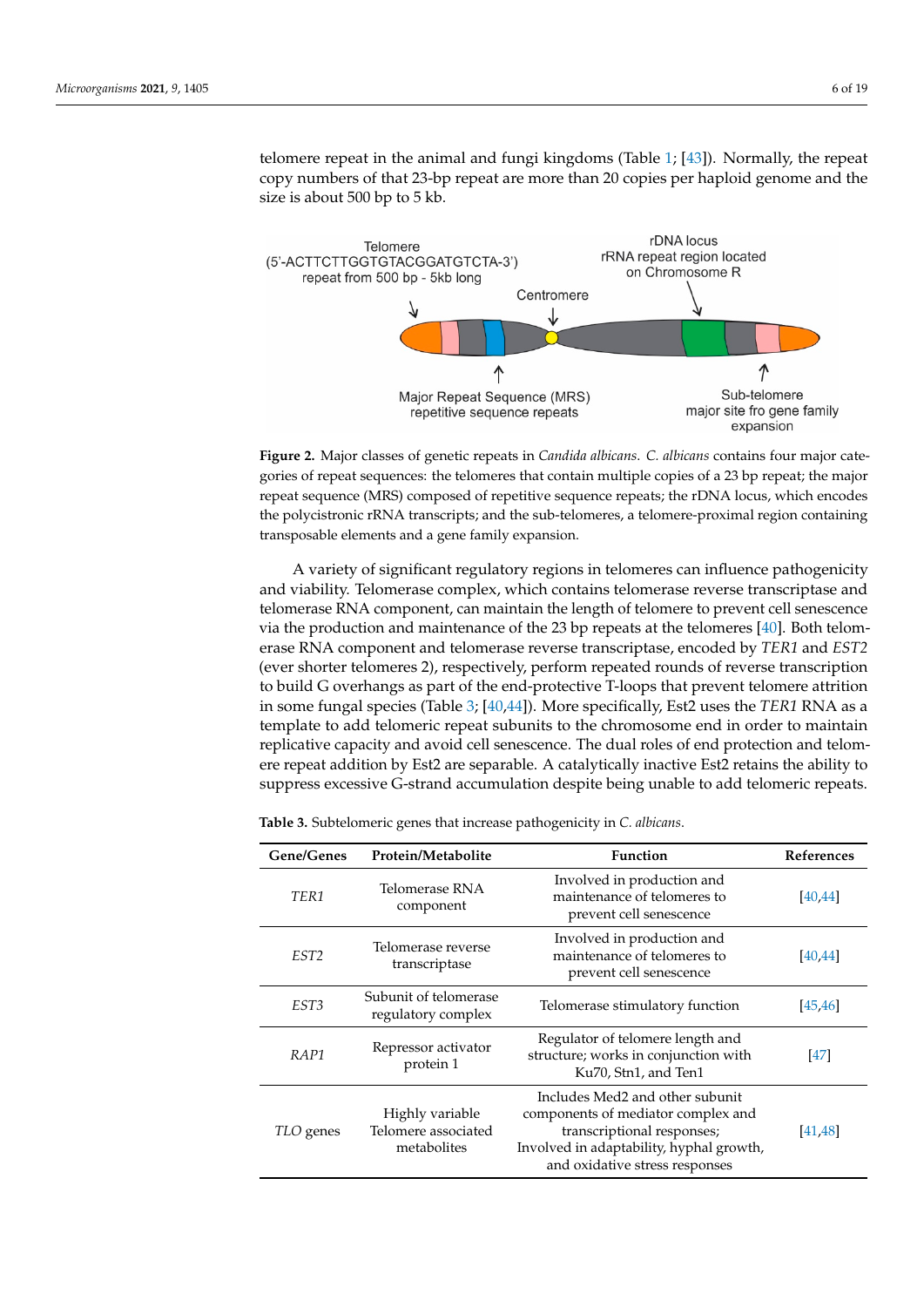telomere repeat in the animal and fungi kingdoms (Table 1; [43]). Normally, the repeat copy numbers of that 23-bp repeat are more than 20 copies per haploid genome and the size is about 500 bp to 5 kb.

**Figure 2.** Major classes of genetic repeats in *Candida albicans*. *C. albicans* contains four major categories of repeat sequences: the telomeres that contain multiple copies of a 23 bp repeat; the major repeat sequence (MRS) composed of repetitive sequence repeats; the rDNA locus, which encodes the polycistronic rRNA transcripts; and the sub-telomeres, a telomere-proximal region containing transposable elements and a gene family expansion.

A variety of significant regulatory regions in telomeres can influence pathogenicity and viability. Telomerase complex, which contains telomerase reverse transcriptase and telomerase RNA component, can maintain the length of telomere to prevent cell senescence via the production and maintenance of the 23 bp repeats at the telomeres [40]. Both telomerase RNA component and telomerase reverse transcriptase, encoded by *TER1* and *EST2* (ever shorter telomeres 2), respectively, perform repeated rounds of reverse transcription to build G overhangs as part of the end-protective T-loops that prevent telomere attrition in some fungal species (Table 3; [40,44]). More specifically, Est2 uses the *TER1* RNA as a template to add telomeric repeat subunits to the chromosome end in order to maintain replicative capacity and avoid cell senescence. The dual roles of end protection and telomere repeat addition by Est2 are separable. A catalytically inactive Est2 retains the ability to suppress excessive G-strand accumulation despite being unable to add telomeric repeats.

**Table 3.** Subtelomeric genes that increase pathogenicity in *C. albicans*.

| Gene/Genes | Protein/Metabolite | Function | References |
|---|---|---|---|
| *TER1* | Telomerase RNA component | Involved in production and maintenance of telomeres to prevent cell senescence | [40,44] |
| *EST2* | Telomerase reverse transcriptase | Involved in production and maintenance of telomeres to prevent cell senescence | [40,44] |
| *EST3* | Subunit of telomerase regulatory complex | Telomerase stimulatory function | [45,46] |
| *RAP1* | Repressor activator protein 1 | Regulator of telomere length and structure; works in conjunction with Ku70, Stn1, and Ten1 | [47] |
| *TLO* genes | Highly variable Telomere associated metabolites | Includes Med2 and other subunit components of mediator complex and transcriptional responses; Involved in adaptability, hyphal growth, and oxidative stress responses | [41,48] |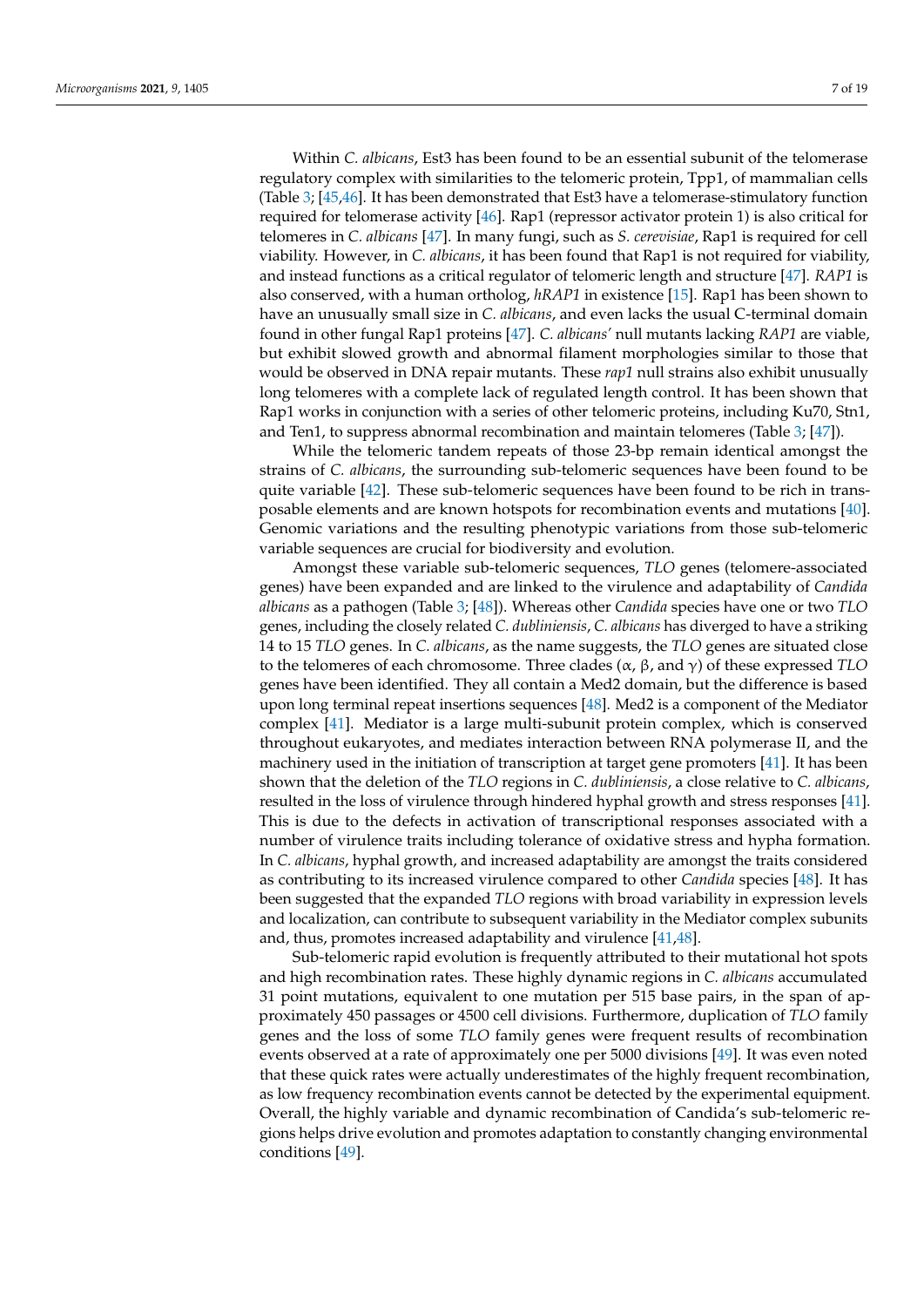Within *C. albicans*, Est3 has been found to be an essential subunit of the telomerase regulatory complex with similarities to the telomeric protein, Tpp1, of mammalian cells (Table 3; [45,46]. It has been demonstrated that Est3 have a telomerase-stimulatory function required for telomerase activity [46]. Rap1 (repressor activator protein 1) is also critical for telomeres in *C. albicans* [47]. In many fungi, such as *S. cerevisiae*, Rap1 is required for cell viability. However, in *C. albicans*, it has been found that Rap1 is not required for viability, and instead functions as a critical regulator of telomeric length and structure [47]. *RAP1* is also conserved, with a human ortholog, *hRAP1* in existence [15]. Rap1 has been shown to have an unusually small size in *C. albicans*, and even lacks the usual C-terminal domain found in other fungal Rap1 proteins [47]. *C. albicans'* null mutants lacking *RAP1* are viable, but exhibit slowed growth and abnormal filament morphologies similar to those that would be observed in DNA repair mutants. These *rap1* null strains also exhibit unusually long telomeres with a complete lack of regulated length control. It has been shown that Rap1 works in conjunction with a series of other telomeric proteins, including Ku70, Stn1, and Ten1, to suppress abnormal recombination and maintain telomeres (Table 3; [47]).

While the telomeric tandem repeats of those 23-bp remain identical amongst the strains of *C. albicans*, the surrounding sub-telomeric sequences have been found to be quite variable [42]. These sub-telomeric sequences have been found to be rich in transposable elements and are known hotspots for recombination events and mutations [40]. Genomic variations and the resulting phenotypic variations from those sub-telomeric variable sequences are crucial for biodiversity and evolution.

Amongst these variable sub-telomeric sequences, *TLO* genes (telomere-associated genes) have been expanded and are linked to the virulence and adaptability of *Candida albicans* as a pathogen (Table 3; [48]). Whereas other *Candida* species have one or two *TLO* genes, including the closely related *C. dubliniensis*, *C. albicans* has diverged to have a striking 14 to 15 *TLO* genes. In *C. albicans*, as the name suggests, the *TLO* genes are situated close to the telomeres of each chromosome. Three clades (α, β, and γ) of these expressed *TLO* genes have been identified. They all contain a Med2 domain, but the difference is based upon long terminal repeat insertions sequences [48]. Med2 is a component of the Mediator complex [41]. Mediator is a large multi-subunit protein complex, which is conserved throughout eukaryotes, and mediates interaction between RNA polymerase II, and the machinery used in the initiation of transcription at target gene promoters [41]. It has been shown that the deletion of the *TLO* regions in *C. dubliniensis*, a close relative to *C. albicans*, resulted in the loss of virulence through hindered hyphal growth and stress responses [41]. This is due to the defects in activation of transcriptional responses associated with a number of virulence traits including tolerance of oxidative stress and hypha formation. In *C. albicans*, hyphal growth, and increased adaptability are amongst the traits considered as contributing to its increased virulence compared to other *Candida* species [48]. It has been suggested that the expanded *TLO* regions with broad variability in expression levels and localization, can contribute to subsequent variability in the Mediator complex subunits and, thus, promotes increased adaptability and virulence [41,48].

Sub-telomeric rapid evolution is frequently attributed to their mutational hot spots and high recombination rates. These highly dynamic regions in *C. albicans* accumulated 31 point mutations, equivalent to one mutation per 515 base pairs, in the span of approximately 450 passages or 4500 cell divisions. Furthermore, duplication of *TLO* family genes and the loss of some *TLO* family genes were frequent results of recombination events observed at a rate of approximately one per 5000 divisions [49]. It was even noted that these quick rates were actually underestimates of the highly frequent recombination, as low frequency recombination events cannot be detected by the experimental equipment. Overall, the highly variable and dynamic recombination of Candida's sub-telomeric regions helps drive evolution and promotes adaptation to constantly changing environmental conditions [49].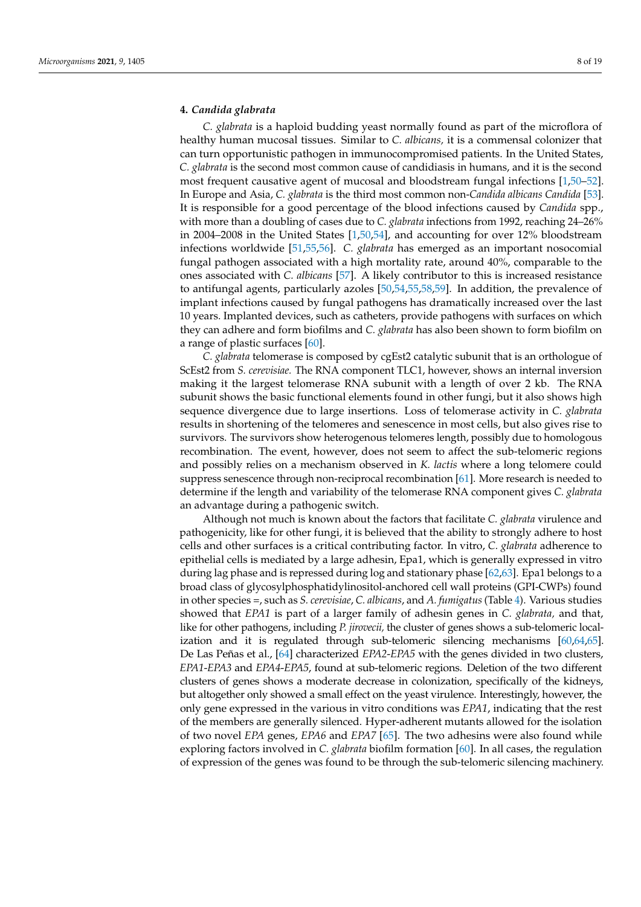## 4. *Candida glabrata*

*C. glabrata* is a haploid budding yeast normally found as part of the microflora of healthy human mucosal tissues. Similar to *C. albicans,* it is a commensal colonizer that can turn opportunistic pathogen in immunocompromised patients. In the United States, *C. glabrata* is the second most common cause of candidiasis in humans, and it is the second most frequent causative agent of mucosal and bloodstream fungal infections [1,50–52]. In Europe and Asia, *C. glabrata* is the third most common non-*Candida albicans Candida* [53]. It is responsible for a good percentage of the blood infections caused by *Candida* spp., with more than a doubling of cases due to *C. glabrata* infections from 1992, reaching 24–26% in 2004–2008 in the United States [1,50,54], and accounting for over 12% bloodstream infections worldwide [51,55,56]. *C. glabrata* has emerged as an important nosocomial fungal pathogen associated with a high mortality rate, around 40%, comparable to the ones associated with *C. albicans* [57]. A likely contributor to this is increased resistance to antifungal agents, particularly azoles [50,54,55,58,59]. In addition, the prevalence of implant infections caused by fungal pathogens has dramatically increased over the last 10 years. Implanted devices, such as catheters, provide pathogens with surfaces on which they can adhere and form biofilms and *C. glabrata* has also been shown to form biofilm on a range of plastic surfaces [60].

*C. glabrata* telomerase is composed by cgEst2 catalytic subunit that is an orthologue of ScEst2 from *S. cerevisiae.* The RNA component TLC1, however, shows an internal inversion making it the largest telomerase RNA subunit with a length of over 2 kb. The RNA subunit shows the basic functional elements found in other fungi, but it also shows high sequence divergence due to large insertions. Loss of telomerase activity in *C. glabrata* results in shortening of the telomeres and senescence in most cells, but also gives rise to survivors. The survivors show heterogenous telomeres length, possibly due to homologous recombination. The event, however, does not seem to affect the sub-telomeric regions and possibly relies on a mechanism observed in *K. lactis* where a long telomere could suppress senescence through non-reciprocal recombination [61]. More research is needed to determine if the length and variability of the telomerase RNA component gives *C. glabrata* an advantage during a pathogenic switch.

Although not much is known about the factors that facilitate *C. glabrata* virulence and pathogenicity, like for other fungi, it is believed that the ability to strongly adhere to host cells and other surfaces is a critical contributing factor. In vitro, *C. glabrata* adherence to epithelial cells is mediated by a large adhesin, Epa1, which is generally expressed in vitro during lag phase and is repressed during log and stationary phase [62,63]. Epa1 belongs to a broad class of glycosylphosphatidylinositol-anchored cell wall proteins (GPI-CWPs) found in other species =, such as *S. cerevisiae*, *C. albicans*, and *A. fumigatus* (Table 4). Various studies showed that *EPA1* is part of a larger family of adhesin genes in *C. glabrata,* and that, like for other pathogens, including *P. jirovecii,* the cluster of genes shows a sub-telomeric localization and it is regulated through sub-telomeric silencing mechanisms [60,64,65]. De Las Peñas et al., [64] characterized *EPA2*-*EPA5* with the genes divided in two clusters, *EPA1*-*EPA3* and *EPA4*-*EPA5*, found at sub-telomeric regions. Deletion of the two different clusters of genes shows a moderate decrease in colonization, specifically of the kidneys, but altogether only showed a small effect on the yeast virulence. Interestingly, however, the only gene expressed in the various in vitro conditions was *EPA1*, indicating that the rest of the members are generally silenced. Hyper-adherent mutants allowed for the isolation of two novel *EPA* genes, *EPA6* and *EPA7* [65]. The two adhesins were also found while exploring factors involved in *C. glabrata* biofilm formation [60]. In all cases, the regulation of expression of the genes was found to be through the sub-telomeric silencing machinery.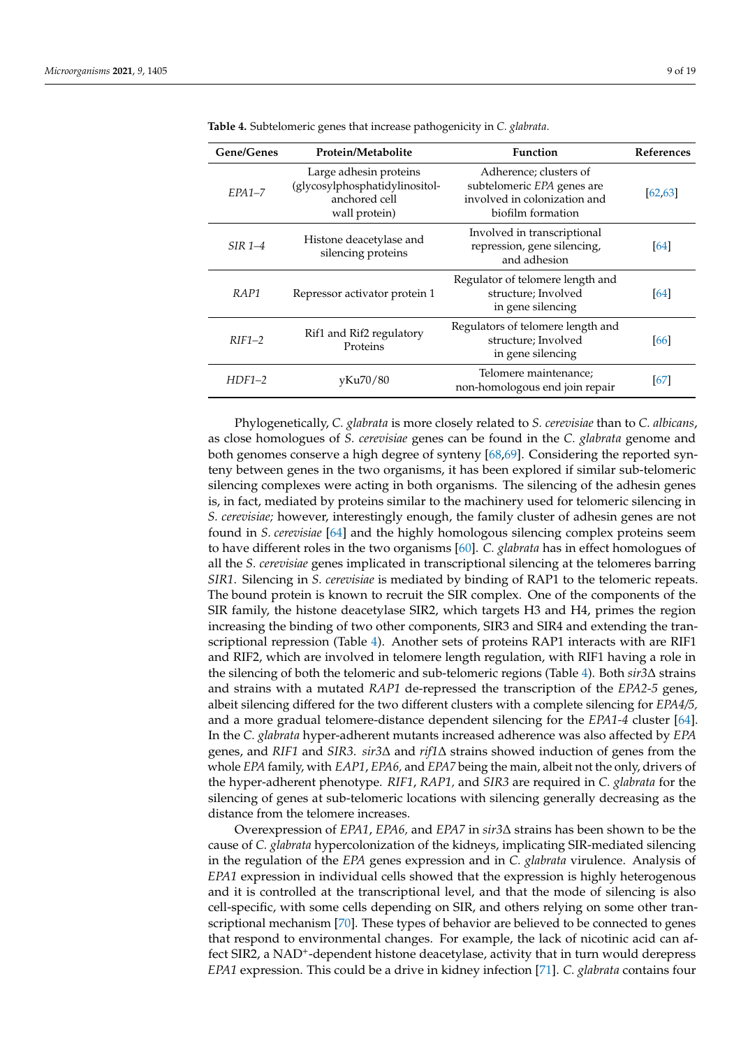**Table 4.** Subtelomeric genes that increase pathogenicity in *C. glabrata*.

| Gene/Genes | Protein/Metabolite | Function | References |
|---|---|---|---|
| *EPA1–7* | Large adhesin proteins (glycosylphosphatidylinositol-anchored cell wall protein) | Adherence; clusters of subtelomeric *EPA* genes are involved in colonization and biofilm formation | [62,63] |
| *SIR 1–4* | Histone deacetylase and silencing proteins | Involved in transcriptional repression, gene silencing, and adhesion | [64] |
| *RAP1* | Repressor activator protein 1 | Regulator of telomere length and structure; Involved in gene silencing | [64] |
| *RIF1–2* | Rif1 and Rif2 regulatory Proteins | Regulators of telomere length and structure; Involved in gene silencing | [66] |
| *HDF1–2* | yKu70/80 | Telomere maintenance; non-homologous end join repair | [67] |

Phylogenetically, *C. glabrata* is more closely related to *S. cerevisiae* than to *C. albicans*, as close homologues of *S. cerevisiae* genes can be found in the *C. glabrata* genome and both genomes conserve a high degree of synteny [68,69]. Considering the reported synteny between genes in the two organisms, it has been explored if similar sub-telomeric silencing complexes were acting in both organisms. The silencing of the adhesin genes is, in fact, mediated by proteins similar to the machinery used for telomeric silencing in *S. cerevisiae;* however, interestingly enough, the family cluster of adhesin genes are not found in *S. cerevisiae* [64] and the highly homologous silencing complex proteins seem to have different roles in the two organisms [60]. *C. glabrata* has in effect homologues of all the *S. cerevisiae* genes implicated in transcriptional silencing at the telomeres barring *SIR1*. Silencing in *S. cerevisiae* is mediated by binding of RAP1 to the telomeric repeats. The bound protein is known to recruit the SIR complex. One of the components of the SIR family, the histone deacetylase SIR2, which targets H3 and H4, primes the region increasing the binding of two other components, SIR3 and SIR4 and extending the transcriptional repression (Table 4). Another sets of proteins RAP1 interacts with are RIF1 and RIF2, which are involved in telomere length regulation, with RIF1 having a role in the silencing of both the telomeric and sub-telomeric regions (Table 4). Both *sir3*Δ strains and strains with a mutated *RAP1* de-repressed the transcription of the *EPA2-5* genes, albeit silencing differed for the two different clusters with a complete silencing for *EPA4/5,* and a more gradual telomere-distance dependent silencing for the *EPA1-4* cluster [64]. In the *C. glabrata* hyper-adherent mutants increased adherence was also affected by *EPA* genes, and *RIF1* and *SIR3*. *sir3*Δ and *rif1*Δ strains showed induction of genes from the whole *EPA* family, with *EAP1*, *EPA6,* and *EPA7* being the main, albeit not the only, drivers of the hyper-adherent phenotype. *RIF1*, *RAP1,* and *SIR3* are required in *C. glabrata* for the silencing of genes at sub-telomeric locations with silencing generally decreasing as the distance from the telomere increases.

Overexpression of *EPA1*, *EPA6,* and *EPA7* in *sir3*Δ strains has been shown to be the cause of *C. glabrata* hypercolonization of the kidneys, implicating SIR-mediated silencing in the regulation of the *EPA* genes expression and in *C. glabrata* virulence. Analysis of *EPA1* expression in individual cells showed that the expression is highly heterogenous and it is controlled at the transcriptional level, and that the mode of silencing is also cell-specific, with some cells depending on SIR, and others relying on some other transcriptional mechanism [70]. These types of behavior are believed to be connected to genes that respond to environmental changes. For example, the lack of nicotinic acid can affect SIR2, a $NAD^+$-dependent histone deacetylase, activity that in turn would derepress *EPA1* expression. This could be a drive in kidney infection [71]. *C. glabrata* contains four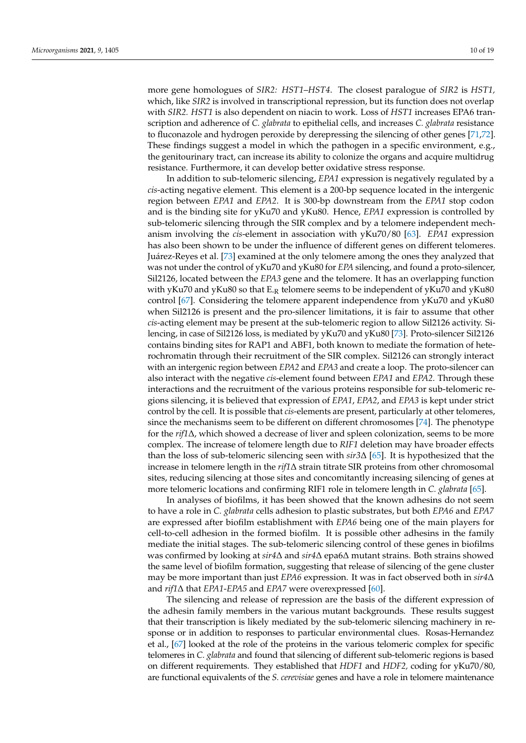more gene homologues of *SIR2: HST1–HST4*. The closest paralogue of *SIR2* is *HST1,* which, like *SIR2* is involved in transcriptional repression, but its function does not overlap with *SIR2. HST1* is also dependent on niacin to work. Loss of *HST1* increases EPA6 transcription and adherence of *C. glabrata* to epithelial cells, and increases *C. glabrata* resistance to fluconazole and hydrogen peroxide by derepressing the silencing of other genes [71,72]. These findings suggest a model in which the pathogen in a specific environment, e.g., the genitourinary tract, can increase its ability to colonize the organs and acquire multidrug resistance. Furthermore, it can develop better oxidative stress response.

In addition to sub-telomeric silencing, *EPA1* expression is negatively regulated by a *cis*-acting negative element. This element is a 200-bp sequence located in the intergenic region between *EPA1* and *EPA2*. It is 300-bp downstream from the *EPA1* stop codon and is the binding site for yKu70 and yKu80. Hence, *EPA1* expression is controlled by sub-telomeric silencing through the SIR complex and by a telomere independent mechanism involving the *cis*-element in association with yKu70/80 [63]. *EPA1* expression has also been shown to be under the influence of different genes on different telomeres. Juárez-Reyes et al. [73] examined at the only telomere among the ones they analyzed that was not under the control of yKu70 and yKu80 for *EPA* silencing, and found a proto-silencer, Sil2126, located between the *EPA3* gene and the telomere. It has an overlapping function with yKu70 and yKu80 so that $E_{-R}$ telomere seems to be independent of yKu70 and yKu80 control [67]. Considering the telomere apparent independence from yKu70 and yKu80 when Sil2126 is present and the pro-silencer limitations, it is fair to assume that other *cis*-acting element may be present at the sub-telomeric region to allow Sil2126 activity. Silencing, in case of Sil2126 loss, is mediated by yKu70 and yKu80 [73]. Proto-silencer Sil2126 contains binding sites for RAP1 and ABF1, both known to mediate the formation of heterochromatin through their recruitment of the SIR complex. Sil2126 can strongly interact with an intergenic region between *EPA2* and *EPA3* and create a loop. The proto-silencer can also interact with the negative *cis*-element found between *EPA1* and *EPA2*. Through these interactions and the recruitment of the various proteins responsible for sub-telomeric regions silencing, it is believed that expression of *EPA1*, *EPA2*, and *EPA3* is kept under strict control by the cell. It is possible that *cis*-elements are present, particularly at other telomeres, since the mechanisms seem to be different on different chromosomes [74]. The phenotype for the *rif1*Δ, which showed a decrease of liver and spleen colonization, seems to be more complex. The increase of telomere length due to *RIF1* deletion may have broader effects than the loss of sub-telomeric silencing seen with *sir3*Δ [65]. It is hypothesized that the increase in telomere length in the *rif1*Δ strain titrate SIR proteins from other chromosomal sites, reducing silencing at those sites and concomitantly increasing silencing of genes at more telomeric locations and confirming RIF1 role in telomere length in *C. glabrata* [65].

In analyses of biofilms, it has been showed that the known adhesins do not seem to have a role in *C. glabrata* cells adhesion to plastic substrates, but both *EPA6* and *EPA7* are expressed after biofilm establishment with *EPA6* being one of the main players for cell-to-cell adhesion in the formed biofilm. It is possible other adhesins in the family mediate the initial stages. The sub-telomeric silencing control of these genes in biofilms was confirmed by looking at *sir4*Δ and *sir4*Δ epa6Δ mutant strains. Both strains showed the same level of biofilm formation, suggesting that release of silencing of the gene cluster may be more important than just *EPA6* expression. It was in fact observed both in *sir4*Δ and *rif1*Δ that *EPA1-EPA5* and *EPA7* were overexpressed [60].

The silencing and release of repression are the basis of the different expression of the adhesin family members in the various mutant backgrounds. These results suggest that their transcription is likely mediated by the sub-telomeric silencing machinery in response or in addition to responses to particular environmental clues. Rosas-Hernandez et al., [67] looked at the role of the proteins in the various telomeric complex for specific telomeres in *C. glabrata* and found that silencing of different sub-telomeric regions is based on different requirements. They established that *HDF1* and *HDF2,* coding for yKu70/80, are functional equivalents of the *S. cerevisiae* genes and have a role in telomere maintenance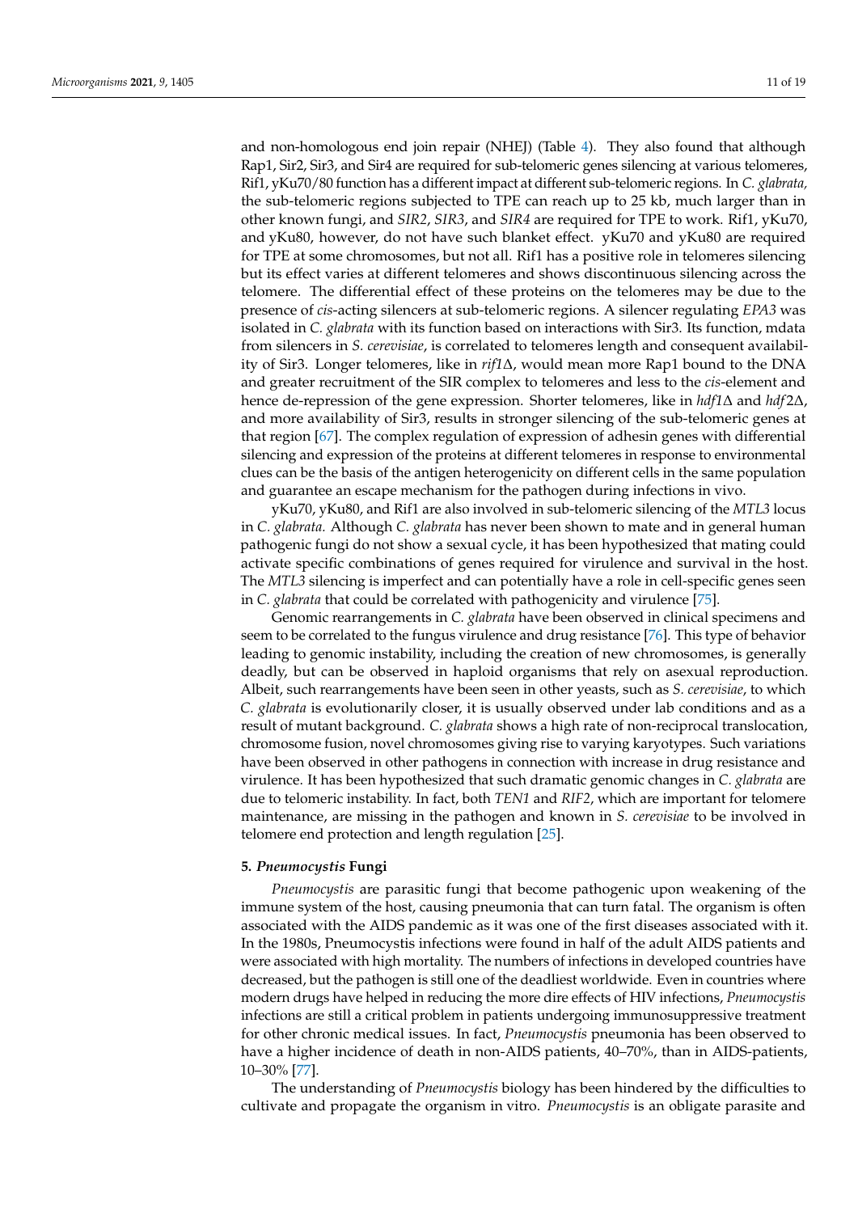and non-homologous end join repair (NHEJ) (Table 4). They also found that although Rap1, Sir2, Sir3, and Sir4 are required for sub-telomeric genes silencing at various telomeres, Rif1, yKu70/80 function has a different impact at different sub-telomeric regions. In *C. glabrata*, the sub-telomeric regions subjected to TPE can reach up to 25 kb, much larger than in other known fungi, and *SIR2*, *SIR3*, and *SIR4* are required for TPE to work. Rif1, yKu70, and yKu80, however, do not have such blanket effect. yKu70 and yKu80 are required for TPE at some chromosomes, but not all. Rif1 has a positive role in telomeres silencing but its effect varies at different telomeres and shows discontinuous silencing across the telomere. The differential effect of these proteins on the telomeres may be due to the presence of *cis*-acting silencers at sub-telomeric regions. A silencer regulating *EPA3* was isolated in *C. glabrata* with its function based on interactions with Sir3. Its function, mdata from silencers in *S. cerevisiae*, is correlated to telomeres length and consequent availability of Sir3. Longer telomeres, like in *rif1*Δ, would mean more Rap1 bound to the DNA and greater recruitment of the SIR complex to telomeres and less to the *cis*-element and hence de-repression of the gene expression. Shorter telomeres, like in *hdf1*Δ and *hdf2*Δ, and more availability of Sir3, results in stronger silencing of the sub-telomeric genes at that region [67]. The complex regulation of expression of adhesin genes with differential silencing and expression of the proteins at different telomeres in response to environmental clues can be the basis of the antigen heterogenicity on different cells in the same population and guarantee an escape mechanism for the pathogen during infections in vivo.

yKu70, yKu80, and Rif1 are also involved in sub-telomeric silencing of the *MTL3* locus in *C. glabrata.* Although *C. glabrata* has never been shown to mate and in general human pathogenic fungi do not show a sexual cycle, it has been hypothesized that mating could activate specific combinations of genes required for virulence and survival in the host. The *MTL3* silencing is imperfect and can potentially have a role in cell-specific genes seen in *C. glabrata* that could be correlated with pathogenicity and virulence [75].

Genomic rearrangements in *C. glabrata* have been observed in clinical specimens and seem to be correlated to the fungus virulence and drug resistance [76]. This type of behavior leading to genomic instability, including the creation of new chromosomes, is generally deadly, but can be observed in haploid organisms that rely on asexual reproduction. Albeit, such rearrangements have been seen in other yeasts, such as *S. cerevisiae*, to which *C. glabrata* is evolutionarily closer, it is usually observed under lab conditions and as a result of mutant background. *C. glabrata* shows a high rate of non-reciprocal translocation, chromosome fusion, novel chromosomes giving rise to varying karyotypes. Such variations have been observed in other pathogens in connection with increase in drug resistance and virulence. It has been hypothesized that such dramatic genomic changes in *C. glabrata* are due to telomeric instability. In fact, both *TEN1* and *RIF2*, which are important for telomere maintenance, are missing in the pathogen and known in *S. cerevisiae* to be involved in telomere end protection and length regulation [25].

## 5. *Pneumocystis* Fungi

*Pneumocystis* are parasitic fungi that become pathogenic upon weakening of the immune system of the host, causing pneumonia that can turn fatal. The organism is often associated with the AIDS pandemic as it was one of the first diseases associated with it. In the 1980s, Pneumocystis infections were found in half of the adult AIDS patients and were associated with high mortality. The numbers of infections in developed countries have decreased, but the pathogen is still one of the deadliest worldwide. Even in countries where modern drugs have helped in reducing the more dire effects of HIV infections, *Pneumocystis* infections are still a critical problem in patients undergoing immunosuppressive treatment for other chronic medical issues. In fact, *Pneumocystis* pneumonia has been observed to have a higher incidence of death in non-AIDS patients, 40–70%, than in AIDS-patients, 10–30% [77].

The understanding of *Pneumocystis* biology has been hindered by the difficulties to cultivate and propagate the organism in vitro. *Pneumocystis* is an obligate parasite and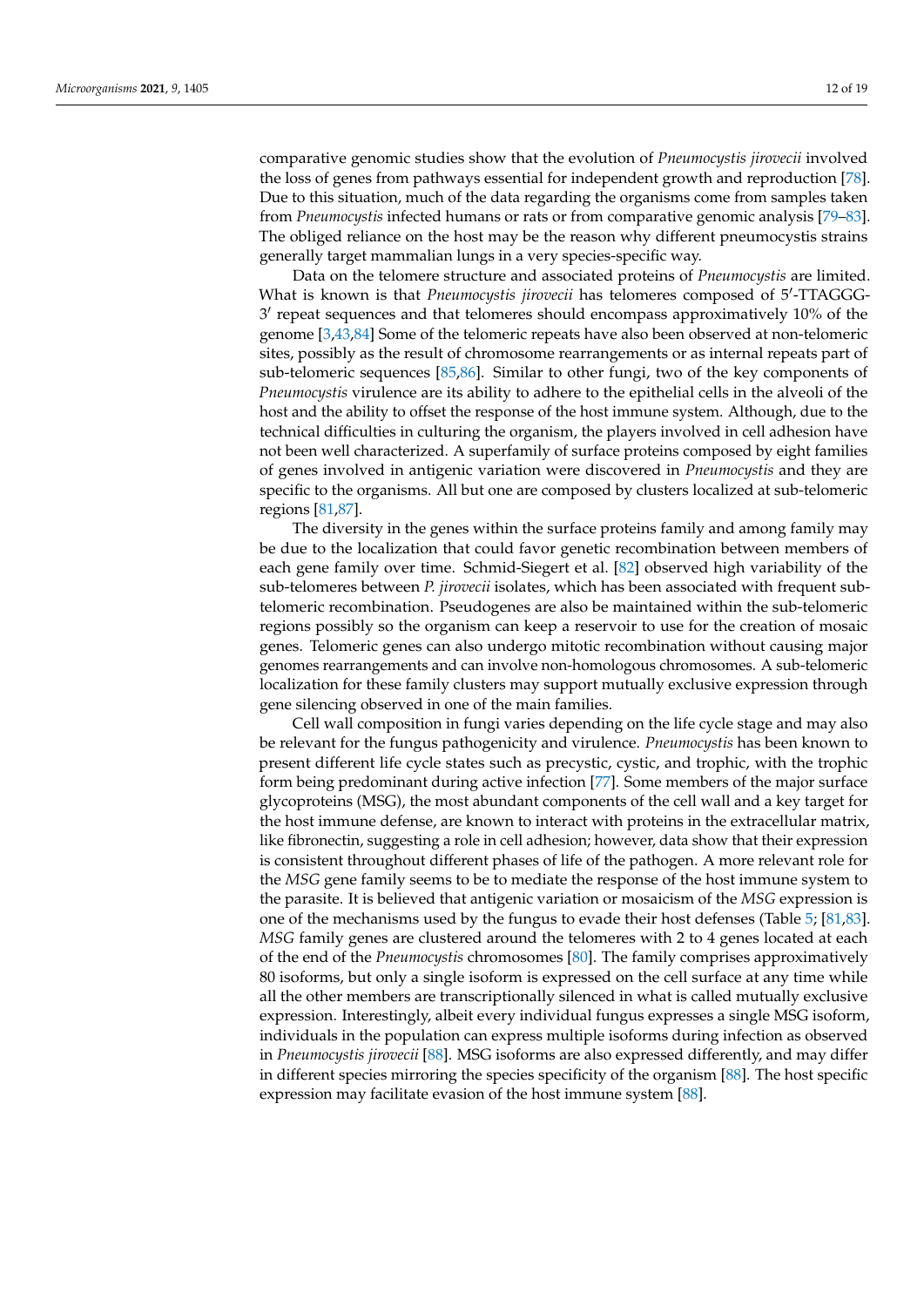comparative genomic studies show that the evolution of *Pneumocystis jirovecii* involved the loss of genes from pathways essential for independent growth and reproduction [78]. Due to this situation, much of the data regarding the organisms come from samples taken from *Pneumocystis* infected humans or rats or from comparative genomic analysis [79–83]. The obliged reliance on the host may be the reason why different pneumocystis strains generally target mammalian lungs in a very species-specific way.

Data on the telomere structure and associated proteins of *Pneumocystis* are limited. What is known is that *Pneumocystis jirovecii* has telomeres composed of 5′-TTAGGG-3′ repeat sequences and that telomeres should encompass approximatively 10% of the genome [3,43,84] Some of the telomeric repeats have also been observed at non-telomeric sites, possibly as the result of chromosome rearrangements or as internal repeats part of sub-telomeric sequences [85,86]. Similar to other fungi, two of the key components of *Pneumocystis* virulence are its ability to adhere to the epithelial cells in the alveoli of the host and the ability to offset the response of the host immune system. Although, due to the technical difficulties in culturing the organism, the players involved in cell adhesion have not been well characterized. A superfamily of surface proteins composed by eight families of genes involved in antigenic variation were discovered in *Pneumocystis* and they are specific to the organisms. All but one are composed by clusters localized at sub-telomeric regions [81,87].

The diversity in the genes within the surface proteins family and among family may be due to the localization that could favor genetic recombination between members of each gene family over time. Schmid-Siegert et al. [82] observed high variability of the sub-telomeres between *P. jirovecii* isolates, which has been associated with frequent sub-telomeric recombination. Pseudogenes are also be maintained within the sub-telomeric regions possibly so the organism can keep a reservoir to use for the creation of mosaic genes. Telomeric genes can also undergo mitotic recombination without causing major genomes rearrangements and can involve non-homologous chromosomes. A sub-telomeric localization for these family clusters may support mutually exclusive expression through gene silencing observed in one of the main families.

Cell wall composition in fungi varies depending on the life cycle stage and may also be relevant for the fungus pathogenicity and virulence. *Pneumocystis* has been known to present different life cycle states such as precystic, cystic, and trophic, with the trophic form being predominant during active infection [77]. Some members of the major surface glycoproteins (MSG), the most abundant components of the cell wall and a key target for the host immune defense, are known to interact with proteins in the extracellular matrix, like fibronectin, suggesting a role in cell adhesion; however, data show that their expression is consistent throughout different phases of life of the pathogen. A more relevant role for the *MSG* gene family seems to be to mediate the response of the host immune system to the parasite. It is believed that antigenic variation or mosaicism of the *MSG* expression is one of the mechanisms used by the fungus to evade their host defenses (Table 5; [81,83]. *MSG* family genes are clustered around the telomeres with 2 to 4 genes located at each of the end of the *Pneumocystis* chromosomes [80]. The family comprises approximately 80 isoforms, but only a single isoform is expressed on the cell surface at any time while all the other members are transcriptionally silenced in what is called mutually exclusive expression. Interestingly, albeit every individual fungus expresses a single MSG isoform, individuals in the population can express multiple isoforms during infection as observed in *Pneumocystis jirovecii* [88]. MSG isoforms are also expressed differently, and may differ in different species mirroring the species specificity of the organism [88]. The host specific expression may facilitate evasion of the host immune system [88].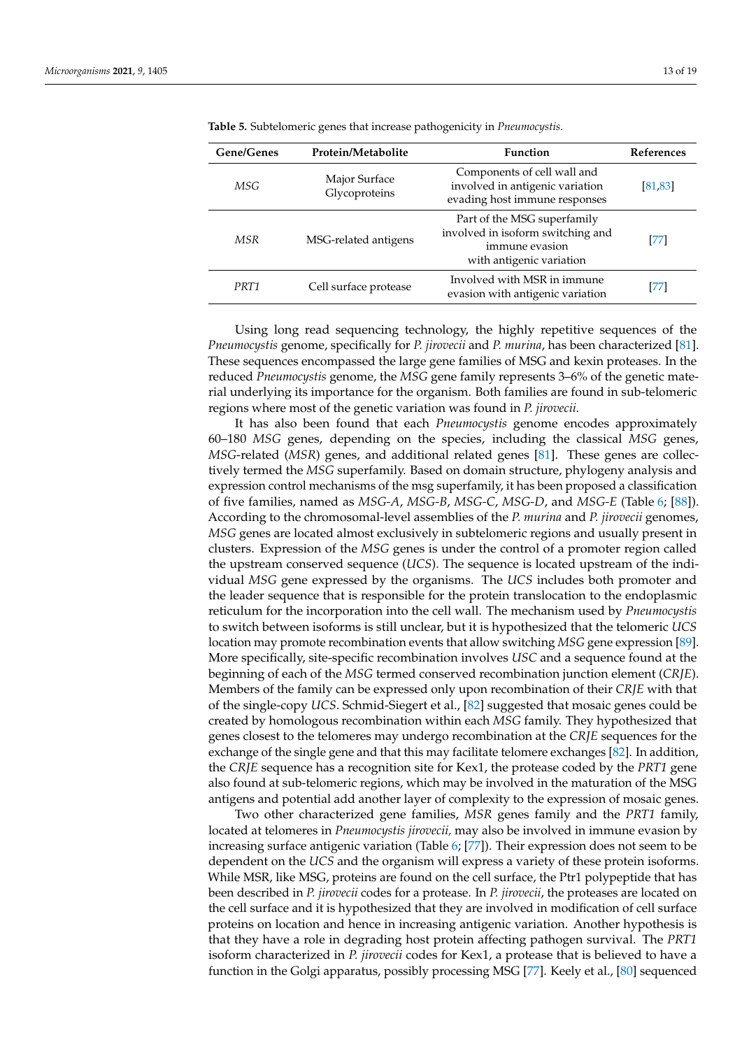**Table 5.** Subtelomeric genes that increase pathogenicity in *Pneumocystis*.

| Gene/Genes | Protein/Metabolite | Function | References |
|---|---|---|---|
| *MSG* | Major Surface Glycoproteins | Components of cell wall and involved in antigenic variation evading host immune responses | [81,83] |
| *MSR* | MSG-related antigens | Part of the MSG superfamily involved in isoform switching and immune evasion with antigenic variation | [77] |
| *PRT1* | Cell surface protease | Involved with MSR in immune evasion with antigenic variation | [77] |

Using long read sequencing technology, the highly repetitive sequences of the *Pneumocystis* genome, specifically for *P. jirovecii* and *P. murina*, has been characterized [81]. These sequences encompassed the large gene families of MSG and kexin proteases. In the reduced *Pneumocystis* genome, the *MSG* gene family represents 3–6% of the genetic material underlying its importance for the organism. Both families are found in sub-telomeric regions where most of the genetic variation was found in *P. jirovecii*.

It has also been found that each *Pneumocystis* genome encodes approximately 60–180 *MSG* genes, depending on the species, including the classical *MSG* genes, *MSG*-related (*MSR*) genes, and additional related genes [81]. These genes are collectively termed the *MSG* superfamily. Based on domain structure, phylogeny analysis and expression control mechanisms of the msg superfamily, it has been proposed a classification of five families, named as *MSG-A*, *MSG-B*, *MSG-C*, *MSG-D*, and *MSG-E* (Table 6; [88]). According to the chromosomal-level assemblies of the *P. murina* and *P. jirovecii* genomes, *MSG* genes are located almost exclusively in subtelomeric regions and usually present in clusters. Expression of the *MSG* genes is under the control of a promoter region called the upstream conserved sequence (*UCS*). The sequence is located upstream of the individual *MSG* gene expressed by the organisms. The *UCS* includes both promoter and the leader sequence that is responsible for the protein translocation to the endoplasmic reticulum for the incorporation into the cell wall. The mechanism used by *Pneumocystis* to switch between isoforms is still unclear, but it is hypothesized that the telomeric *UCS* location may promote recombination events that allow switching *MSG* gene expression [89]. More specifically, site-specific recombination involves *USC* and a sequence found at the beginning of each of the *MSG* termed conserved recombination junction element (*CRJE*). Members of the family can be expressed only upon recombination of their *CRJE* with that of the single-copy *UCS*. Schmid-Siegert et al., [82] suggested that mosaic genes could be created by homologous recombination within each *MSG* family. They hypothesized that genes closest to the telomeres may undergo recombination at the *CRJE* sequences for the exchange of the single gene and that this may facilitate telomere exchanges [82]. In addition, the *CRJE* sequence has a recognition site for Kex1, the protease coded by the *PRT1* gene also found at sub-telomeric regions, which may be involved in the maturation of the MSG antigens and potential add another layer of complexity to the expression of mosaic genes.

Two other characterized gene families, *MSR* genes family and the *PRT1* family, located at telomeres in *Pneumocystis jirovecii*, may also be involved in immune evasion by increasing surface antigenic variation (Table 6; [77]). Their expression does not seem to be dependent on the *UCS* and the organism will express a variety of these protein isoforms. While MSR, like MSG, proteins are found on the cell surface, the Ptr1 polypeptide that has been described in *P. jirovecii* codes for a protease. In *P. jirovecii*, the proteases are located on the cell surface and it is hypothesized that they are involved in modification of cell surface proteins on location and hence in increasing antigenic variation. Another hypothesis is that they have a role in degrading host protein affecting pathogen survival. The *PRT1* isoform characterized in *P. jirovecii* codes for Kex1, a protease that is believed to have a function in the Golgi apparatus, possibly processing MSG [77]. Keely et al., [80] sequenced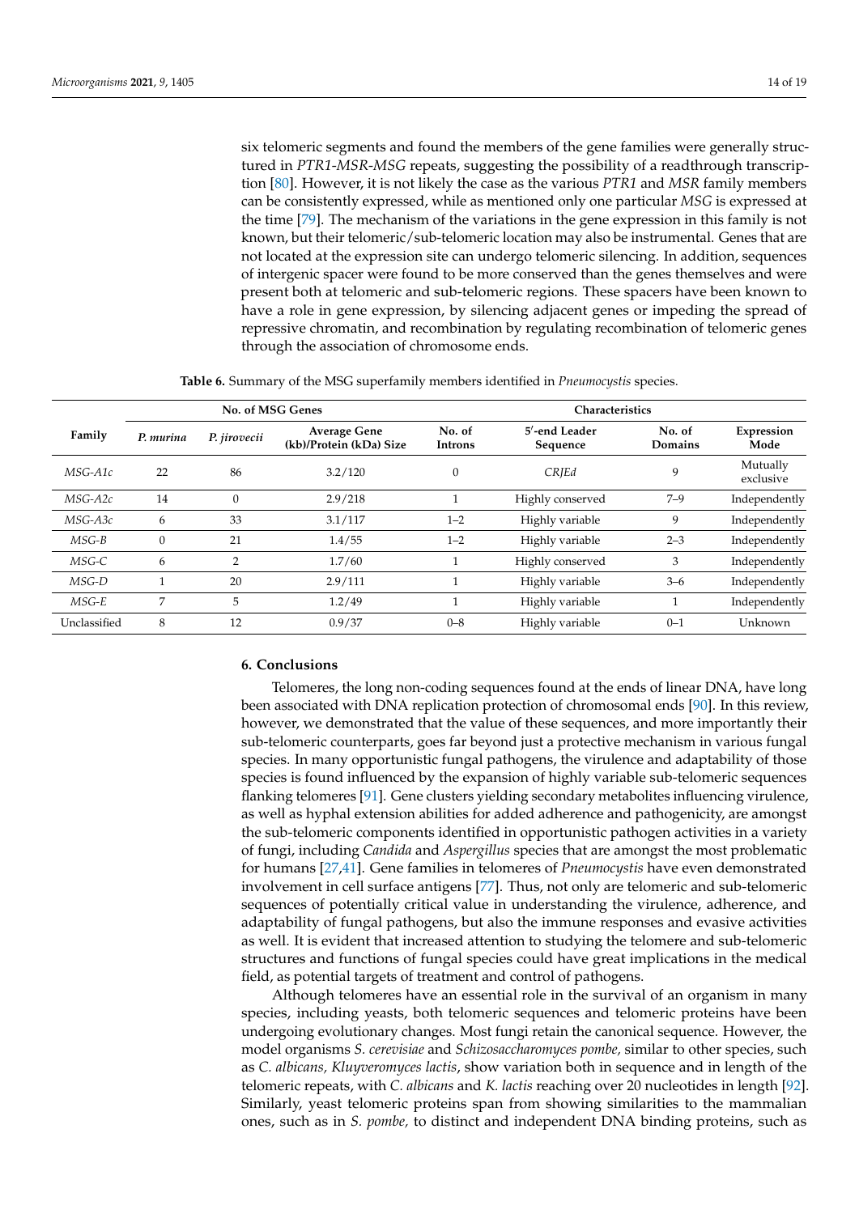six telomeric segments and found the members of the gene families were generally structured in *PTR1-MSR-MSG* repeats, suggesting the possibility of a readthrough transcription [80]. However, it is not likely the case as the various *PTR1* and *MSR* family members can be consistently expressed, while as mentioned only one particular *MSG* is expressed at the time [79]. The mechanism of the variations in the gene expression in this family is not known, but their telomeric/sub-telomeric location may also be instrumental. Genes that are not located at the expression site can undergo telomeric silencing. In addition, sequences of intergenic spacer were found to be more conserved than the genes themselves and were present both at telomeric and sub-telomeric regions. These spacers have been known to have a role in gene expression, by silencing adjacent genes or impeding the spread of repressive chromatin, and recombination by regulating recombination of telomeric genes through the association of chromosome ends.

**Table 6.** Summary of the MSG superfamily members identified in *Pneumocystis* species.

| Family | No. of MSG Genes | | Characteristics | | | | | |
|---|---|---|---|---|---|---|---|---|
| | *P. murina* | *P. jirovecii* | Average Gene (kb)/Protein (kDa) Size | No. of Introns | 5′-end Leader Sequence | No. of Domains | Expression Mode |
| *MSG-A1c* | 22 | 86 | 3.2/120 | 0 | *CRJEd* | 9 | Mutually exclusive |
| *MSG-A2c* | 14 | 0 | 2.9/218 | 1 | Highly conserved | 7–9 | Independently |
| *MSG-A3c* | 6 | 33 | 3.1/117 | 1–2 | Highly variable | 9 | Independently |
| *MSG-B* | 0 | 21 | 1.4/55 | 1–2 | Highly variable | 2–3 | Independently |
| *MSG-C* | 6 | 2 | 1.7/60 | 1 | Highly conserved | 3 | Independently |
| *MSG-D* | 1 | 20 | 2.9/111 | 1 | Highly variable | 3–6 | Independently |
| *MSG-E* | 7 | 5 | 1.2/49 | 1 | Highly variable | 1 | Independently |
| Unclassified | 8 | 12 | 0.9/37 | 0–8 | Highly variable | 0–1 | Unknown |

## 6. Conclusions

Telomeres, the long non-coding sequences found at the ends of linear DNA, have long been associated with DNA replication protection of chromosomal ends [90]. In this review, however, we demonstrated that the value of these sequences, and more importantly their sub-telomeric counterparts, goes far beyond just a protective mechanism in various fungal species. In many opportunistic fungal pathogens, the virulence and adaptability of those species is found influenced by the expansion of highly variable sub-telomeric sequences flanking telomeres [91]. Gene clusters yielding secondary metabolites influencing virulence, as well as hyphal extension abilities for added adherence and pathogenicity, are amongst the sub-telomeric components identified in opportunistic pathogen activities in a variety of fungi, including *Candida* and *Aspergillus* species that are amongst the most problematic for humans [27,41]. Gene families in telomeres of *Pneumocystis* have even demonstrated involvement in cell surface antigens [77]. Thus, not only are telomeric and sub-telomeric sequences of potentially critical value in understanding the virulence, adherence, and adaptability of fungal pathogens, but also the immune responses and evasive activities as well. It is evident that increased attention to studying the telomere and sub-telomeric structures and functions of fungal species could have great implications in the medical field, as potential targets of treatment and control of pathogens.

Although telomeres have an essential role in the survival of an organism in many species, including yeasts, both telomeric sequences and telomeric proteins have been undergoing evolutionary changes. Most fungi retain the canonical sequence. However, the model organisms *S. cerevisiae* and *Schizosaccharomyces pombe,* similar to other species, such as *C. albicans, Kluyveromyces lactis*, show variation both in sequence and in length of the telomeric repeats, with *C. albicans* and *K. lactis* reaching over 20 nucleotides in length [92]. Similarly, yeast telomeric proteins span from showing similarities to the mammalian ones, such as in *S. pombe,* to distinct and independent DNA binding proteins, such as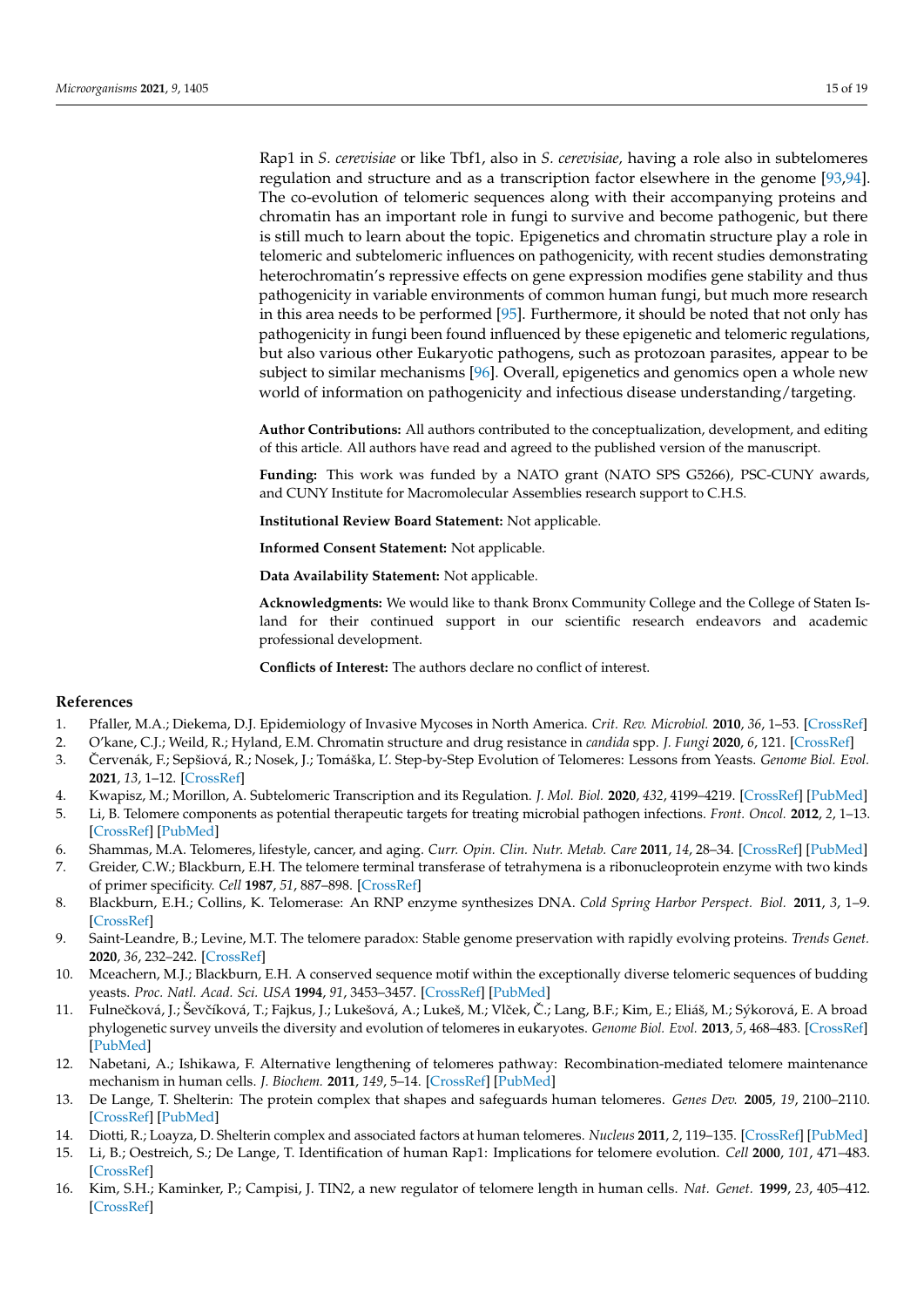Rap1 in *S. cerevisiae* or like Tbf1, also in *S. cerevisiae,* having a role also in subtelomeres regulation and structure and as a transcription factor elsewhere in the genome [93,94]. The co-evolution of telomeric sequences along with their accompanying proteins and chromatin has an important role in fungi to survive and become pathogenic, but there is still much to learn about the topic. Epigenetics and chromatin structure play a role in telomeric and subtelomeric influences on pathogenicity, with recent studies demonstrating heterochromatin's repressive effects on gene expression modifies gene stability and thus pathogenicity in variable environments of common human fungi, but much more research in this area needs to be performed [95]. Furthermore, it should be noted that not only has pathogenicity in fungi been found influenced by these epigenetic and telomeric regulations, but also various other Eukaryotic pathogens, such as protozoan parasites, appear to be subject to similar mechanisms [96]. Overall, epigenetics and genomics open a whole new world of information on pathogenicity and infectious disease understanding/targeting.

**Author Contributions:** All authors contributed to the conceptualization, development, and editing of this article. All authors have read and agreed to the published version of the manuscript.

**Funding:** This work was funded by a NATO grant (NATO SPS G5266), PSC-CUNY awards, and CUNY Institute for Macromolecular Assemblies research support to C.H.S.

**Institutional Review Board Statement:** Not applicable.

**Informed Consent Statement:** Not applicable.

**Data Availability Statement:** Not applicable.

**Acknowledgments:** We would like to thank Bronx Community College and the College of Staten Island for their continued support in our scientific research endeavors and academic professional development.

**Conflicts of Interest:** The authors declare no conflict of interest.

## References

1. Pfaller, M.A.; Diekema, D.J. Epidemiology of Invasive Mycoses in North America. *Crit. Rev. Microbiol.* **2010**, *36*, 1–53. [CrossRef]
2. O'kane, C.J.; Weild, R.; Hyland, E.M. Chromatin structure and drug resistance in *candida* spp. *J. Fungi* **2020**, *6*, 121. [CrossRef]
3. Červenák, F.; Sepšiová, R.; Nosek, J.; Tomáška, L'. Step-by-Step Evolution of Telomeres: Lessons from Yeasts. *Genome Biol. Evol.* **2021**, *13*, 1–12. [CrossRef]
4. Kwapisz, M.; Morillon, A. Subtelomeric Transcription and its Regulation. *J. Mol. Biol.* **2020**, *432*, 4199–4219. [CrossRef] [PubMed]
5. Li, B. Telomere components as potential therapeutic targets for treating microbial pathogen infections. *Front. Oncol.* **2012**, *2*, 1–13. [CrossRef] [PubMed]
6. Shammas, M.A. Telomeres, lifestyle, cancer, and aging. *Curr. Opin. Clin. Nutr. Metab. Care* **2011**, *14*, 28–34. [CrossRef] [PubMed]
7. Greider, C.W.; Blackburn, E.H. The telomere terminal transferase of tetrahymena is a ribonucleoprotein enzyme with two kinds of primer specificity. *Cell* **1987**, *51*, 887–898. [CrossRef]
8. Blackburn, E.H.; Collins, K. Telomerase: An RNP enzyme synthesizes DNA. *Cold Spring Harbor Perspect. Biol.* **2011**, *3*, 1–9. [CrossRef]
9. Saint-Leandre, B.; Levine, M.T. The telomere paradox: Stable genome preservation with rapidly evolving proteins. *Trends Genet.* **2020**, *36*, 232–242. [CrossRef]
10. Mceachern, M.J.; Blackburn, E.H. A conserved sequence motif within the exceptionally diverse telomeric sequences of budding yeasts. *Proc. Natl. Acad. Sci. USA* **1994**, *91*, 3453–3457. [CrossRef] [PubMed]
11. Fulnečková, J.; Ševčíková, T.; Fajkus, J.; Lukešová, A.; Lukeš, M.; Vlček, Č.; Lang, B.F.; Kim, E.; Eliáš, M.; Sýkorová, E. A broad phylogenetic survey unveils the diversity and evolution of telomeres in eukaryotes. *Genome Biol. Evol.* **2013**, *5*, 468–483. [CrossRef] [PubMed]
12. Nabetani, A.; Ishikawa, F. Alternative lengthening of telomeres pathway: Recombination-mediated telomere maintenance mechanism in human cells. *J. Biochem.* **2011**, *149*, 5–14. [CrossRef] [PubMed]
13. De Lange, T. Shelterin: The protein complex that shapes and safeguards human telomeres. *Genes Dev.* **2005**, *19*, 2100–2110. [CrossRef] [PubMed]
14. Diotti, R.; Loayza, D. Shelterin complex and associated factors at human telomeres. *Nucleus* **2011**, *2*, 119–135. [CrossRef] [PubMed]
15. Li, B.; Oestreich, S.; De Lange, T. Identification of human Rap1: Implications for telomere evolution. *Cell* **2000**, *101*, 471–483. [CrossRef]
16. Kim, S.H.; Kaminker, P.; Campisi, J. TIN2, a new regulator of telomere length in human cells. *Nat. Genet.* **1999**, *23*, 405–412. [CrossRef]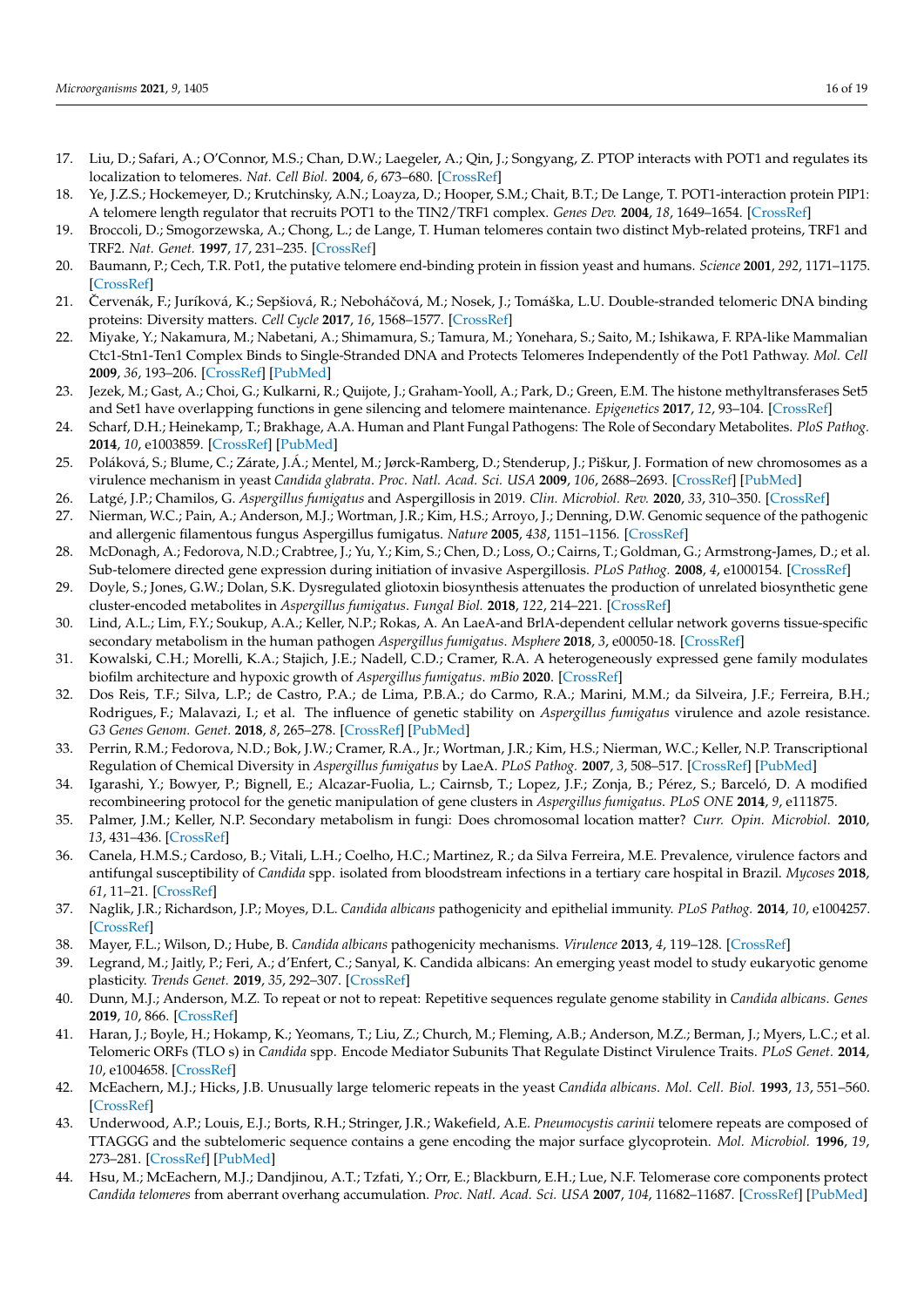17. Liu, D.; Safari, A.; O'Connor, M.S.; Chan, D.W.; Laegeler, A.; Qin, J.; Songyang, Z. PTOP interacts with POT1 and regulates its localization to telomeres. *Nat. Cell Biol.* **2004**, *6*, 673–680. [CrossRef]
18. Ye, J.Z.S.; Hockemeyer, D.; Krutchinsky, A.N.; Loayza, D.; Hooper, S.M.; Chait, B.T.; De Lange, T. POT1-interaction protein PIP1: A telomere length regulator that recruits POT1 to the TIN2/TRF1 complex. *Genes Dev.* **2004**, *18*, 1649–1654. [CrossRef]
19. Broccoli, D.; Smogorzewska, A.; Chong, L.; de Lange, T. Human telomeres contain two distinct Myb-related proteins, TRF1 and TRF2. *Nat. Genet.* **1997**, *17*, 231–235. [CrossRef]
20. Baumann, P.; Cech, T.R. Pot1, the putative telomere end-binding protein in fission yeast and humans. *Science* **2001**, *292*, 1171–1175. [CrossRef]
21. Červenák, F.; Juríková, K.; Sepšiová, R.; Neboháčová, M.; Nosek, J.; Tomáška, L.U. Double-stranded telomeric DNA binding proteins: Diversity matters. *Cell Cycle* **2017**, *16*, 1568–1577. [CrossRef]
22. Miyake, Y.; Nakamura, M.; Nabetani, A.; Shimamura, S.; Tamura, M.; Yonehara, S.; Saito, M.; Ishikawa, F. RPA-like Mammalian Ctc1-Stn1-Ten1 Complex Binds to Single-Stranded DNA and Protects Telomeres Independently of the Pot1 Pathway. *Mol. Cell* **2009**, *36*, 193–206. [CrossRef] [PubMed]
23. Jezek, M.; Gast, A.; Choi, G.; Kulkarni, R.; Quijote, J.; Graham-Yooll, A.; Park, D.; Green, E.M. The histone methyltransferases Set5 and Set1 have overlapping functions in gene silencing and telomere maintenance. *Epigenetics* **2017**, *12*, 93–104. [CrossRef]
24. Scharf, D.H.; Heinekamp, T.; Brakhage, A.A. Human and Plant Fungal Pathogens: The Role of Secondary Metabolites. *PloS Pathog.* **2014**, *10*, e1003859. [CrossRef] [PubMed]
25. Poláková, S.; Blume, C.; Zárate, J.Á.; Mentel, M.; Jørck-Ramberg, D.; Stenderup, J.; Piškur, J. Formation of new chromosomes as a virulence mechanism in yeast *Candida glabrata*. *Proc. Natl. Acad. Sci. USA* **2009**, *106*, 2688–2693. [CrossRef] [PubMed]
26. Latgé, J.P.; Chamilos, G. *Aspergillus fumigatus* and Aspergillosis in 2019. *Clin. Microbiol. Rev.* **2020**, *33*, 310–350. [CrossRef]
27. Nierman, W.C.; Pain, A.; Anderson, M.J.; Wortman, J.R.; Kim, H.S.; Arroyo, J.; Denning, D.W. Genomic sequence of the pathogenic and allergenic filamentous fungus Aspergillus fumigatus. *Nature* **2005**, *438*, 1151–1156. [CrossRef]
28. McDonagh, A.; Fedorova, N.D.; Crabtree, J.; Yu, Y.; Kim, S.; Chen, D.; Loss, O.; Cairns, T.; Goldman, G.; Armstrong-James, D.; et al. Sub-telomere directed gene expression during initiation of invasive Aspergillosis. *PLoS Pathog.* **2008**, *4*, e1000154. [CrossRef]
29. Doyle, S.; Jones, G.W.; Dolan, S.K. Dysregulated gliotoxin biosynthesis attenuates the production of unrelated biosynthetic gene cluster-encoded metabolites in *Aspergillus fumigatus*. *Fungal Biol.* **2018**, *122*, 214–221. [CrossRef]
30. Lind, A.L.; Lim, F.Y.; Soukup, A.A.; Keller, N.P.; Rokas, A. An LaeA-and BrlA-dependent cellular network governs tissue-specific secondary metabolism in the human pathogen *Aspergillus fumigatus*. *Msphere* **2018**, *3*, e00050-18. [CrossRef]
31. Kowalski, C.H.; Morelli, K.A.; Stajich, J.E.; Nadell, C.D.; Cramer, R.A. A heterogeneously expressed gene family modulates biofilm architecture and hypoxic growth of *Aspergillus fumigatus*. *mBio* **2020**. [CrossRef]
32. Dos Reis, T.F.; Silva, L.P.; de Castro, P.A.; de Lima, P.B.A.; do Carmo, R.A.; Marini, M.M.; da Silveira, J.F.; Ferreira, B.H.; Rodrigues, F.; Malavazi, I.; et al. The influence of genetic stability on *Aspergillus fumigatus* virulence and azole resistance. *G3 Genes Genom. Genet.* **2018**, *8*, 265–278. [CrossRef] [PubMed]
33. Perrin, R.M.; Fedorova, N.D.; Bok, J.W.; Cramer, R.A., Jr.; Wortman, J.R.; Kim, H.S.; Nierman, W.C.; Keller, N.P. Transcriptional Regulation of Chemical Diversity in *Aspergillus fumigatus* by LaeA. *PLoS Pathog.* **2007**, *3*, 508–517. [CrossRef] [PubMed]
34. Igarashi, Y.; Bowyer, P.; Bignell, E.; Alcazar-Fuolia, L.; Cairnsb, T.; Lopez, J.F.; Zonja, B.; Pérez, S.; Barceló, D. A modified recombineering protocol for the genetic manipulation of gene clusters in *Aspergillus fumigatus*. *PLoS ONE* **2014**, *9*, e111875.
35. Palmer, J.M.; Keller, N.P. Secondary metabolism in fungi: Does chromosomal location matter? *Curr. Opin. Microbiol.* **2010**, *13*, 431–436. [CrossRef]
36. Canela, H.M.S.; Cardoso, B.; Vitali, L.H.; Coelho, H.C.; Martinez, R.; da Silva Ferreira, M.E. Prevalence, virulence factors and antifungal susceptibility of *Candida* spp. isolated from bloodstream infections in a tertiary care hospital in Brazil. *Mycoses* **2018**, *61*, 11–21. [CrossRef]
37. Naglik, J.R.; Richardson, J.P.; Moyes, D.L. *Candida albicans* pathogenicity and epithelial immunity. *PLoS Pathog.* **2014**, *10*, e1004257. [CrossRef]
38. Mayer, F.L.; Wilson, D.; Hube, B. *Candida albicans* pathogenicity mechanisms. *Virulence* **2013**, *4*, 119–128. [CrossRef]
39. Legrand, M.; Jaitly, P.; Feri, A.; d'Enfert, C.; Sanyal, K. Candida albicans: An emerging yeast model to study eukaryotic genome plasticity. *Trends Genet.* **2019**, *35*, 292–307. [CrossRef]
40. Dunn, M.J.; Anderson, M.Z. To repeat or not to repeat: Repetitive sequences regulate genome stability in *Candida albicans*. *Genes* **2019**, *10*, 866. [CrossRef]
41. Haran, J.; Boyle, H.; Hokamp, K.; Yeomans, T.; Liu, Z.; Church, M.; Fleming, A.B.; Anderson, M.Z.; Berman, J.; Myers, L.C.; et al. Telomeric ORFs (TLO s) in *Candida* spp. Encode Mediator Subunits That Regulate Distinct Virulence Traits. *PLoS Genet.* **2014**, *10*, e1004658. [CrossRef]
42. McEachern, M.J.; Hicks, J.B. Unusually large telomeric repeats in the yeast *Candida albicans*. *Mol. Cell. Biol.* **1993**, *13*, 551–560. [CrossRef]
43. Underwood, A.P.; Louis, E.J.; Borts, R.H.; Stringer, J.R.; Wakefield, A.E. *Pneumocystis carinii* telomere repeats are composed of TTAGGG and the subtelomeric sequence contains a gene encoding the major surface glycoprotein. *Mol. Microbiol.* **1996**, *19*, 273–281. [CrossRef] [PubMed]
44. Hsu, M.; McEachern, M.J.; Dandjinou, A.T.; Tzfati, Y.; Orr, E.; Blackburn, E.H.; Lue, N.F. Telomerase core components protect *Candida telomeres* from aberrant overhang accumulation. *Proc. Natl. Acad. Sci. USA* **2007**, *104*, 11682–11687. [CrossRef] [PubMed]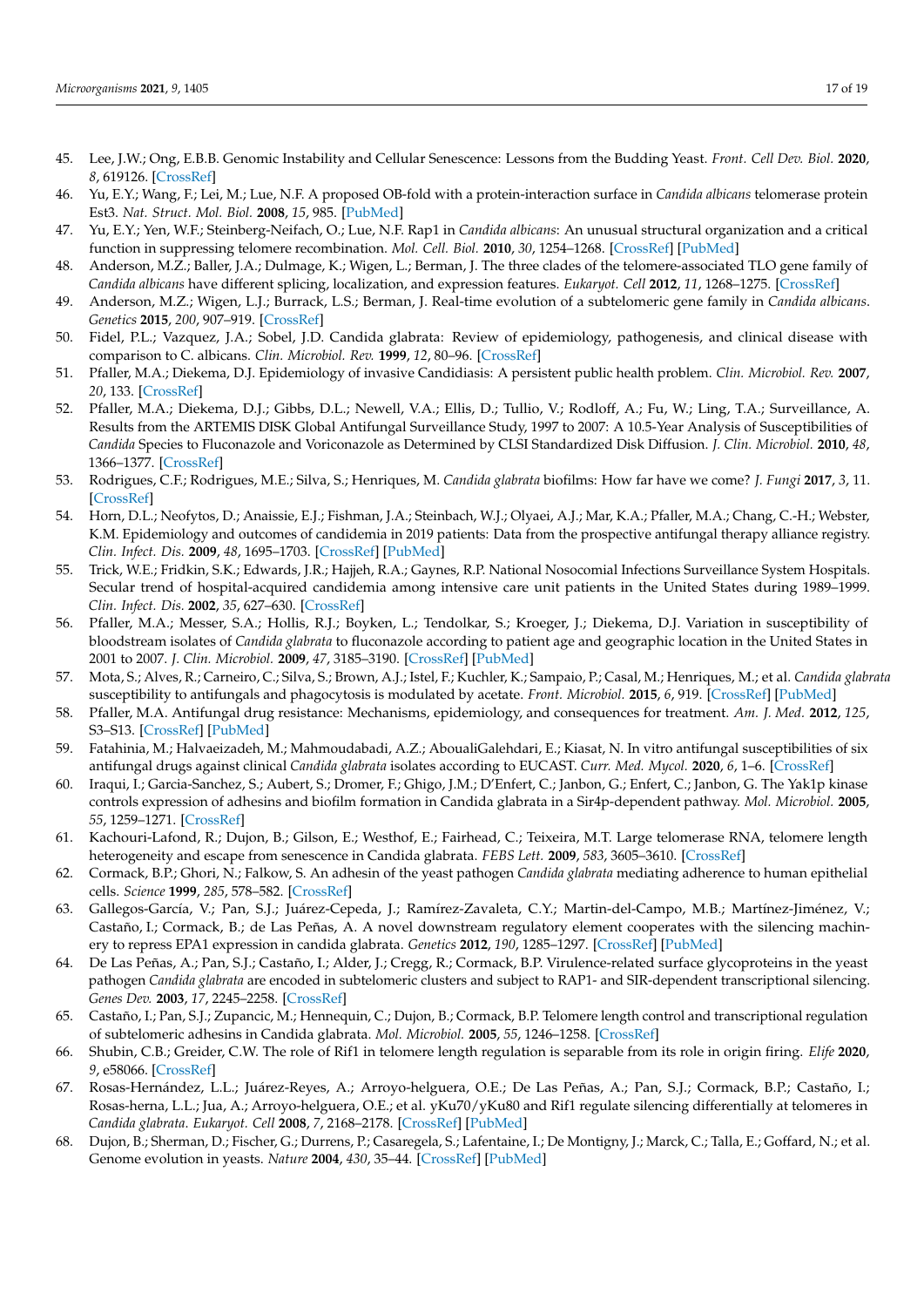45. Lee, J.W.; Ong, E.B.B. Genomic Instability and Cellular Senescence: Lessons from the Budding Yeast. *Front. Cell Dev. Biol.* **2020**, *8*, 619126. [CrossRef]
46. Yu, E.Y.; Wang, F.; Lei, M.; Lue, N.F. A proposed OB-fold with a protein-interaction surface in *Candida albicans* telomerase protein Est3. *Nat. Struct. Mol. Biol.* **2008**, *15*, 985. [PubMed]
47. Yu, E.Y.; Yen, W.F.; Steinberg-Neifach, O.; Lue, N.F. Rap1 in *Candida albicans*: An unusual structural organization and a critical function in suppressing telomere recombination. *Mol. Cell. Biol.* **2010**, *30*, 1254–1268. [CrossRef] [PubMed]
48. Anderson, M.Z.; Baller, J.A.; Dulmage, K.; Wigen, L.; Berman, J. The three clades of the telomere-associated TLO gene family of *Candida albicans* have different splicing, localization, and expression features. *Eukaryot. Cell* **2012**, *11*, 1268–1275. [CrossRef]
49. Anderson, M.Z.; Wigen, L.J.; Burrack, L.S.; Berman, J. Real-time evolution of a subtelomeric gene family in *Candida albicans*. *Genetics* **2015**, *200*, 907–919. [CrossRef]
50. Fidel, P.L.; Vazquez, J.A.; Sobel, J.D. Candida glabrata: Review of epidemiology, pathogenesis, and clinical disease with comparison to C. albicans. *Clin. Microbiol. Rev.* **1999**, *12*, 80–96. [CrossRef]
51. Pfaller, M.A.; Diekema, D.J. Epidemiology of invasive Candidiasis: A persistent public health problem. *Clin. Microbiol. Rev.* **2007**, *20*, 133. [CrossRef]
52. Pfaller, M.A.; Diekema, D.J.; Gibbs, D.L.; Newell, V.A.; Ellis, D.; Tullio, V.; Rodloff, A.; Fu, W.; Ling, T.A.; Surveillance, A. Results from the ARTEMIS DISK Global Antifungal Surveillance Study, 1997 to 2007: A 10.5-Year Analysis of Susceptibilities of *Candida* Species to Fluconazole and Voriconazole as Determined by CLSI Standardized Disk Diffusion. *J. Clin. Microbiol.* **2010**, *48*, 1366–1377. [CrossRef]
53. Rodrigues, C.F.; Rodrigues, M.E.; Silva, S.; Henriques, M. *Candida glabrata* biofilms: How far have we come? *J. Fungi* **2017**, *3*, 11. [CrossRef]
54. Horn, D.L.; Neofytos, D.; Anaissie, E.J.; Fishman, J.A.; Steinbach, W.J.; Olyaei, A.J.; Mar, K.A.; Pfaller, M.A.; Chang, C.-H.; Webster, K.M. Epidemiology and outcomes of candidemia in 2019 patients: Data from the prospective antifungal therapy alliance registry. *Clin. Infect. Dis.* **2009**, *48*, 1695–1703. [CrossRef] [PubMed]
55. Trick, W.E.; Fridkin, S.K.; Edwards, J.R.; Hajjeh, R.A.; Gaynes, R.P. National Nosocomial Infections Surveillance System Hospitals. Secular trend of hospital-acquired candidemia among intensive care unit patients in the United States during 1989–1999. *Clin. Infect. Dis.* **2002**, *35*, 627–630. [CrossRef]
56. Pfaller, M.A.; Messer, S.A.; Hollis, R.J.; Boyken, L.; Tendolkar, S.; Kroeger, J.; Diekema, D.J. Variation in susceptibility of bloodstream isolates of *Candida glabrata* to fluconazole according to patient age and geographic location in the United States in 2001 to 2007. *J. Clin. Microbiol.* **2009**, *47*, 3185–3190. [CrossRef] [PubMed]
57. Mota, S.; Alves, R.; Carneiro, C.; Silva, S.; Brown, A.J.; Istel, F.; Kuchler, K.; Sampaio, P.; Casal, M.; Henriques, M.; et al. *Candida glabrata* susceptibility to antifungals and phagocytosis is modulated by acetate. *Front. Microbiol.* **2015**, *6*, 919. [CrossRef] [PubMed]
58. Pfaller, M.A. Antifungal drug resistance: Mechanisms, epidemiology, and consequences for treatment. *Am. J. Med.* **2012**, *125*, S3–S13. [CrossRef] [PubMed]
59. Fatahinia, M.; Halvaeizadeh, M.; Mahmoudabadi, A.Z.; AboualiGalehdari, E.; Kiasat, N. In vitro antifungal susceptibilities of six antifungal drugs against clinical *Candida glabrata* isolates according to EUCAST. *Curr. Med. Mycol.* **2020**, *6*, 1–6. [CrossRef]
60. Iraqui, I.; Garcia-Sanchez, S.; Aubert, S.; Dromer, F.; Ghigo, J.M.; D'Enfert, C.; Janbon, G.; Enfert, C.; Janbon, G. The Yak1p kinase controls expression of adhesins and biofilm formation in Candida glabrata in a Sir4p-dependent pathway. *Mol. Microbiol.* **2005**, *55*, 1259–1271. [CrossRef]
61. Kachouri-Lafond, R.; Dujon, B.; Gilson, E.; Westhof, E.; Fairhead, C.; Teixeira, M.T. Large telomerase RNA, telomere length heterogeneity and escape from senescence in Candida glabrata. *FEBS Lett.* **2009**, *583*, 3605–3610. [CrossRef]
62. Cormack, B.P.; Ghori, N.; Falkow, S. An adhesin of the yeast pathogen *Candida glabrata* mediating adherence to human epithelial cells. *Science* **1999**, *285*, 578–582. [CrossRef]
63. Gallegos-García, V.; Pan, S.J.; Juárez-Cepeda, J.; Ramírez-Zavaleta, C.Y.; Martin-del-Campo, M.B.; Martínez-Jiménez, V.; Castaño, I.; Cormack, B.; de Las Peñas, A. A novel downstream regulatory element cooperates with the silencing machinery to repress EPA1 expression in candida glabrata. *Genetics* **2012**, *190*, 1285–1297. [CrossRef] [PubMed]
64. De Las Peñas, A.; Pan, S.J.; Castaño, I.; Alder, J.; Cregg, R.; Cormack, B.P. Virulence-related surface glycoproteins in the yeast pathogen *Candida glabrata* are encoded in subtelomeric clusters and subject to RAP1- and SIR-dependent transcriptional silencing. *Genes Dev.* **2003**, *17*, 2245–2258. [CrossRef]
65. Castaño, I.; Pan, S.J.; Zupancic, M.; Hennequin, C.; Dujon, B.; Cormack, B.P. Telomere length control and transcriptional regulation of subtelomeric adhesins in Candida glabrata. *Mol. Microbiol.* **2005**, *55*, 1246–1258. [CrossRef]
66. Shubin, C.B.; Greider, C.W. The role of Rif1 in telomere length regulation is separable from its role in origin firing. *Elife* **2020**, *9*, e58066. [CrossRef]
67. Rosas-Hernández, L.L.; Juárez-Reyes, A.; Arroyo-helguera, O.E.; De Las Peñas, A.; Pan, S.J.; Cormack, B.P.; Castaño, I.; Rosas-herna, L.L.; Jua, A.; Arroyo-helguera, O.E.; et al. yKu70/yKu80 and Rif1 regulate silencing differentially at telomeres in *Candida glabrata*. *Eukaryot. Cell* **2008**, *7*, 2168–2178. [CrossRef] [PubMed]
68. Dujon, B.; Sherman, D.; Fischer, G.; Durrens, P.; Casaregela, S.; Lafentaine, I.; De Montigny, J.; Marck, C.; Talla, E.; Goffard, N.; et al. Genome evolution in yeasts. *Nature* **2004**, *430*, 35–44. [CrossRef] [PubMed]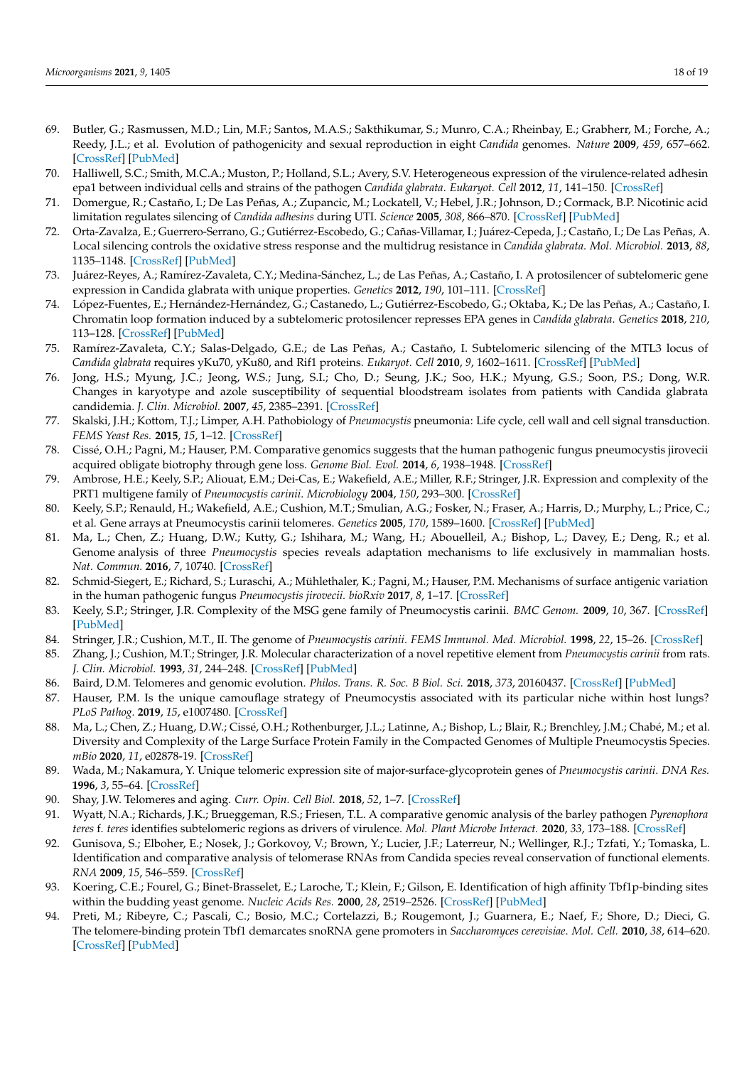69. Butler, G.; Rasmussen, M.D.; Lin, M.F.; Santos, M.A.S.; Sakthikumar, S.; Munro, C.A.; Rheinbay, E.; Grabherr, M.; Forche, A.; Reedy, J.L.; et al. Evolution of pathogenicity and sexual reproduction in eight *Candida* genomes. *Nature* **2009**, *459*, 657–662. [CrossRef] [PubMed]
70. Halliwell, S.C.; Smith, M.C.A.; Muston, P.; Holland, S.L.; Avery, S.V. Heterogeneous expression of the virulence-related adhesin epa1 between individual cells and strains of the pathogen *Candida glabrata*. *Eukaryot. Cell* **2012**, *11*, 141–150. [CrossRef]
71. Domergue, R.; Castaño, I.; De Las Peñas, A.; Zupancic, M.; Lockatell, V.; Hebel, J.R.; Johnson, D.; Cormack, B.P. Nicotinic acid limitation regulates silencing of *Candida adhesins* during UTI. *Science* **2005**, *308*, 866–870. [CrossRef] [PubMed]
72. Orta-Zavalza, E.; Guerrero-Serrano, G.; Gutiérrez-Escobedo, G.; Cañas-Villamar, I.; Juárez-Cepeda, J.; Castaño, I.; De Las Peñas, A. Local silencing controls the oxidative stress response and the multidrug resistance in *Candida glabrata*. *Mol. Microbiol.* **2013**, *88*, 1135–1148. [CrossRef] [PubMed]
73. Juárez-Reyes, A.; Ramírez-Zavaleta, C.Y.; Medina-Sánchez, L.; de Las Peñas, A.; Castaño, I. A protosilencer of subtelomeric gene expression in Candida glabrata with unique properties. *Genetics* **2012**, *190*, 101–111. [CrossRef]
74. López-Fuentes, E.; Hernández-Hernández, G.; Castanedo, L.; Gutiérrez-Escobedo, G.; Oktaba, K.; De las Peñas, A.; Castaño, I. Chromatin loop formation induced by a subtelomeric protosilencer represses EPA genes in *Candida glabrata*. *Genetics* **2018**, *210*, 113–128. [CrossRef] [PubMed]
75. Ramírez-Zavaleta, C.Y.; Salas-Delgado, G.E.; de Las Peñas, A.; Castaño, I. Subtelomeric silencing of the MTL3 locus of *Candida glabrata* requires yKu70, yKu80, and Rif1 proteins. *Eukaryot. Cell* **2010**, *9*, 1602–1611. [CrossRef] [PubMed]
76. Jong, H.S.; Myung, J.C.; Jeong, W.S.; Jung, S.I.; Cho, D.; Seung, J.K.; Soo, H.K.; Myung, G.S.; Soon, P.S.; Dong, W.R. Changes in karyotype and azole susceptibility of sequential bloodstream isolates from patients with Candida glabrata candidemia. *J. Clin. Microbiol.* **2007**, *45*, 2385–2391. [CrossRef]
77. Skalski, J.H.; Kottom, T.J.; Limper, A.H. Pathobiology of *Pneumocystis* pneumonia: Life cycle, cell wall and cell signal transduction. *FEMS Yeast Res.* **2015**, *15*, 1–12. [CrossRef]
78. Cissé, O.H.; Pagni, M.; Hauser, P.M. Comparative genomics suggests that the human pathogenic fungus pneumocystis jirovecii acquired obligate biotrophy through gene loss. *Genome Biol. Evol.* **2014**, *6*, 1938–1948. [CrossRef]
79. Ambrose, H.E.; Keely, S.P.; Aliouat, E.M.; Dei-Cas, E.; Wakefield, A.E.; Miller, R.F.; Stringer, J.R. Expression and complexity of the PRT1 multigene family of *Pneumocystis carinii*. *Microbiology* **2004**, *150*, 293–300. [CrossRef]
80. Keely, S.P.; Renauld, H.; Wakefield, A.E.; Cushion, M.T.; Smulian, A.G.; Fosker, N.; Fraser, A.; Harris, D.; Murphy, L.; Price, C.; et al. Gene arrays at Pneumocystis carinii telomeres. *Genetics* **2005**, *170*, 1589–1600. [CrossRef] [PubMed]
81. Ma, L.; Chen, Z.; Huang, D.W.; Kutty, G.; Ishihara, M.; Wang, H.; Abouelleil, A.; Bishop, L.; Davey, E.; Deng, R.; et al. Genome analysis of three *Pneumocystis* species reveals adaptation mechanisms to life exclusively in mammalian hosts. *Nat. Commun.* **2016**, *7*, 10740. [CrossRef]
82. Schmid-Siegert, E.; Richard, S.; Luraschi, A.; Mühlethaler, K.; Pagni, M.; Hauser, P.M. Mechanisms of surface antigenic variation in the human pathogenic fungus *Pneumocystis jirovecii*. *bioRxiv* **2017**, *8*, 1–17. [CrossRef]
83. Keely, S.P.; Stringer, J.R. Complexity of the MSG gene family of Pneumocystis carinii. *BMC Genom.* **2009**, *10*, 367. [CrossRef] [PubMed]
84. Stringer, J.R.; Cushion, M.T., II. The genome of *Pneumocystis carinii*. *FEMS Immunol. Med. Microbiol.* **1998**, *22*, 15–26. [CrossRef]
85. Zhang, J.; Cushion, M.T.; Stringer, J.R. Molecular characterization of a novel repetitive element from *Pneumocystis carinii* from rats. *J. Clin. Microbiol.* **1993**, *31*, 244–248. [CrossRef] [PubMed]
86. Baird, D.M. Telomeres and genomic evolution. *Philos. Trans. R. Soc. B Biol. Sci.* **2018**, *373*, 20160437. [CrossRef] [PubMed]
87. Hauser, P.M. Is the unique camouflage strategy of Pneumocystis associated with its particular niche within host lungs? *PLoS Pathog.* **2019**, *15*, e1007480. [CrossRef]
88. Ma, L.; Chen, Z.; Huang, D.W.; Cissé, O.H.; Rothenburger, J.L.; Latinne, A.; Bishop, L.; Blair, R.; Brenchley, J.M.; Chabé, M.; et al. Diversity and Complexity of the Large Surface Protein Family in the Compacted Genomes of Multiple Pneumocystis Species. *mBio* **2020**, *11*, e02878-19. [CrossRef]
89. Wada, M.; Nakamura, Y. Unique telomeric expression site of major-surface-glycoprotein genes of *Pneumocystis carinii*. *DNA Res.* **1996**, *3*, 55–64. [CrossRef]
90. Shay, J.W. Telomeres and aging. *Curr. Opin. Cell Biol.* **2018**, *52*, 1–7. [CrossRef]
91. Wyatt, N.A.; Richards, J.K.; Brueggeman, R.S.; Friesen, T.L. A comparative genomic analysis of the barley pathogen *Pyrenophora teres* f. *teres* identifies subtelomeric regions as drivers of virulence. *Mol. Plant Microbe Interact.* **2020**, *33*, 173–188. [CrossRef]
92. Gunisova, S.; Elboher, E.; Nosek, J.; Gorkovoy, V.; Brown, Y.; Lucier, J.F.; Laterreur, N.; Wellinger, R.J.; Tzfati, Y.; Tomaska, L. Identification and comparative analysis of telomerase RNAs from Candida species reveal conservation of functional elements. *RNA* **2009**, *15*, 546–559. [CrossRef]
93. Koering, C.E.; Fourel, G.; Binet-Brasselet, E.; Laroche, T.; Klein, F.; Gilson, E. Identification of high affinity Tbf1p-binding sites within the budding yeast genome. *Nucleic Acids Res.* **2000**, *28*, 2519–2526. [CrossRef] [PubMed]
94. Preti, M.; Ribeyre, C.; Pascali, C.; Bosio, M.C.; Cortelazzi, B.; Rougemont, J.; Guarnera, E.; Naef, F.; Shore, D.; Dieci, G. The telomere-binding protein Tbf1 demarcates snoRNA gene promoters in *Saccharomyces cerevisiae*. *Mol. Cell.* **2010**, *38*, 614–620. [CrossRef] [PubMed]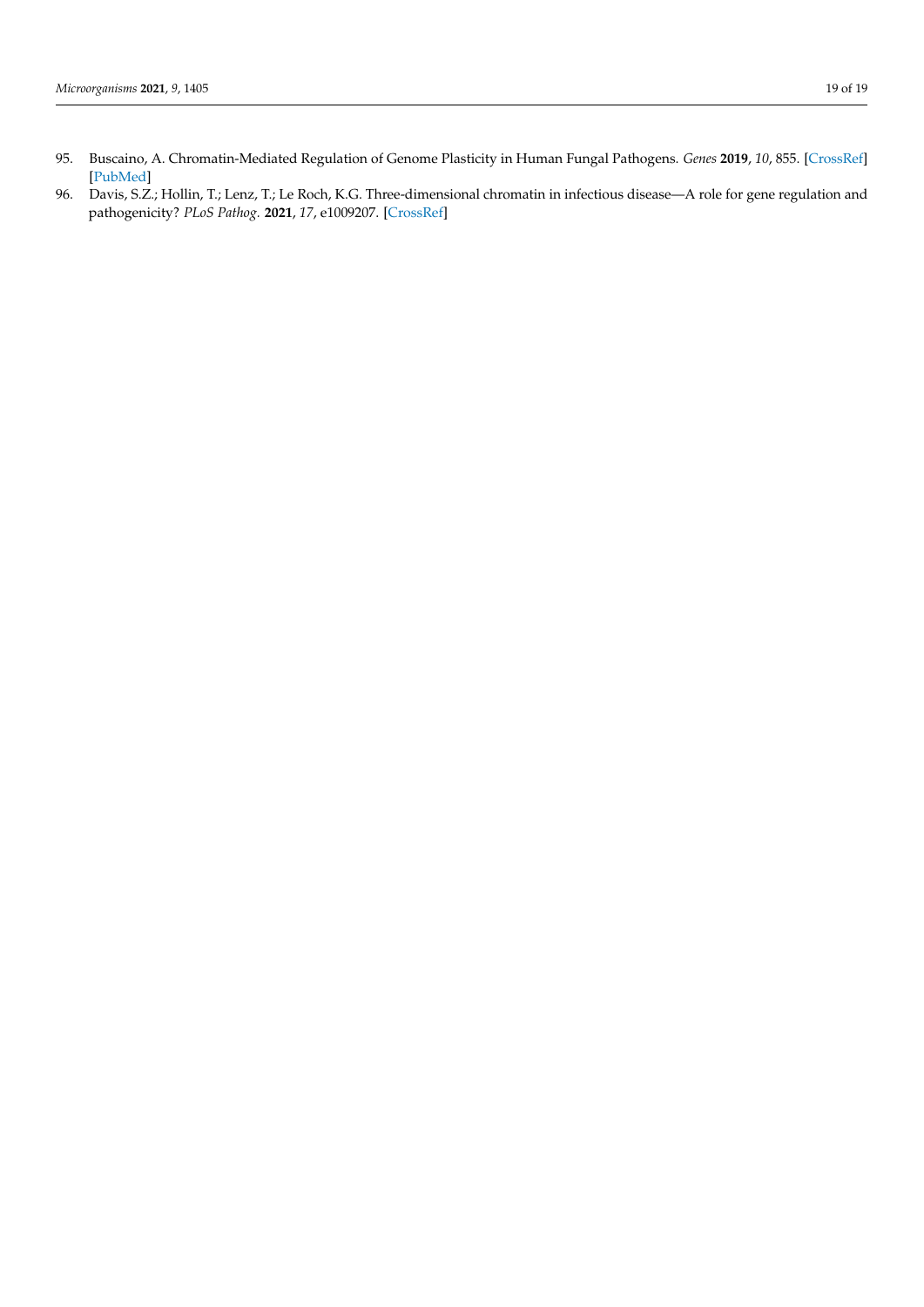95. Buscaino, A. Chromatin-Mediated Regulation of Genome Plasticity in Human Fungal Pathogens. *Genes* **2019**, *10*, 855. [CrossRef] [PubMed]
96. Davis, S.Z.; Hollin, T.; Lenz, T.; Le Roch, K.G. Three-dimensional chromatin in infectious disease—A role for gene regulation and pathogenicity? *PLoS Pathog.* **2021**, *17*, e1009207. [CrossRef]